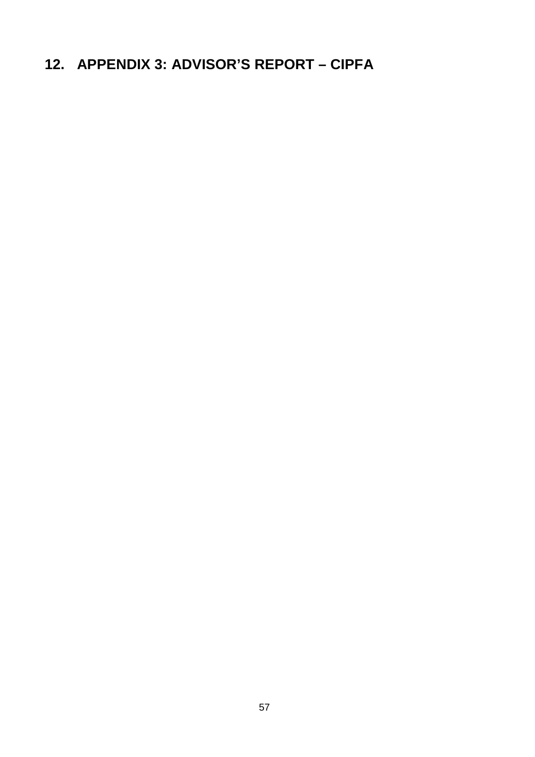# 12. APPENDIX 3: ADVISOR'S REPORT – CIPFA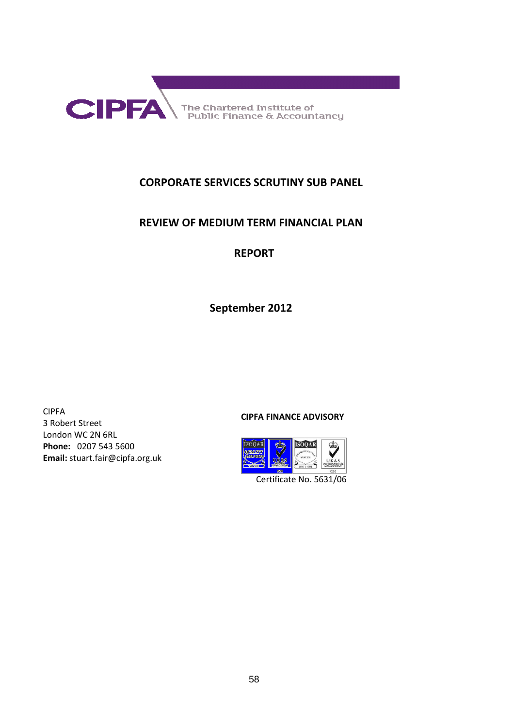CIPFA The Chartered Institute of Public Finance & Accountancy

# CORPORATE SERVICES SCRUTINY SUB PANEL

# REVIEW OF MEDIUM TERM FINANCIAL PLAN

# REPORT

**September 2012**

CIPFA
3 Robert Street
London WC 2N 6RL
**Phone:** 0207 543 5600
**Email:** stuart.fair@cipfa.org.uk

**CIPFA FINANCE ADVISORY**

Certificate No. 5631/06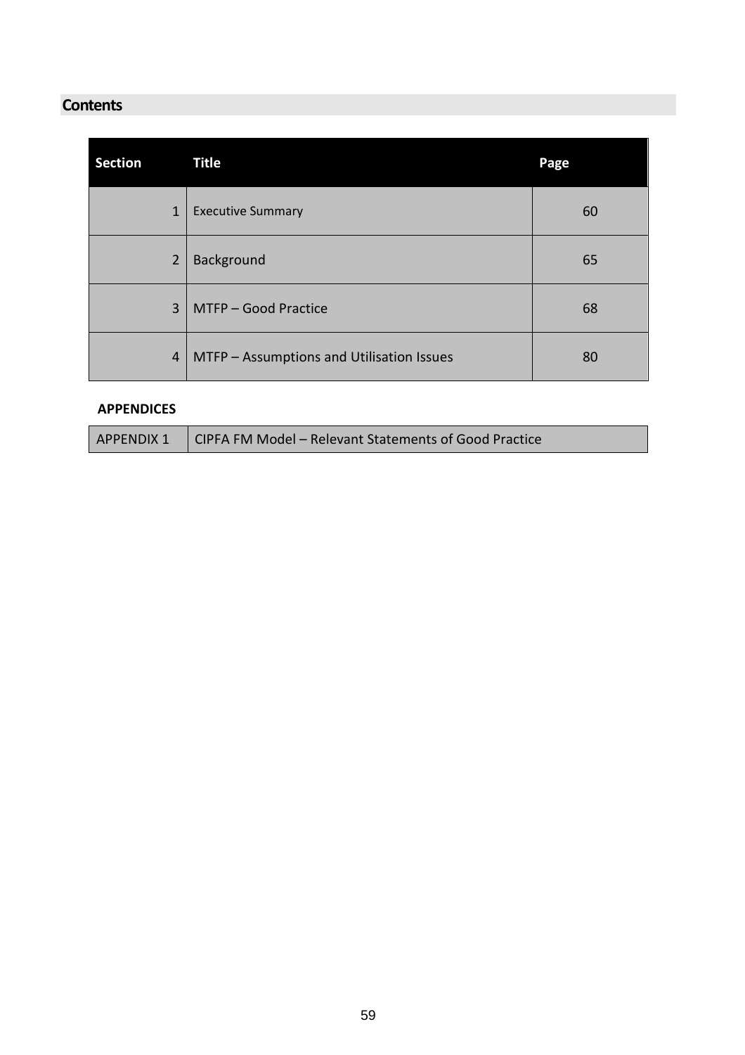## Contents

| Section | Title | Page |
|---|---|---|
| 1 | Executive Summary | 60 |
| 2 | Background | 65 |
| 3 | MTFP – Good Practice | 68 |
| 4 | MTFP – Assumptions and Utilisation Issues | 80 |

**APPENDICES**

| APPENDIX 1 | CIPFA FM Model – Relevant Statements of Good Practice |
|---|---|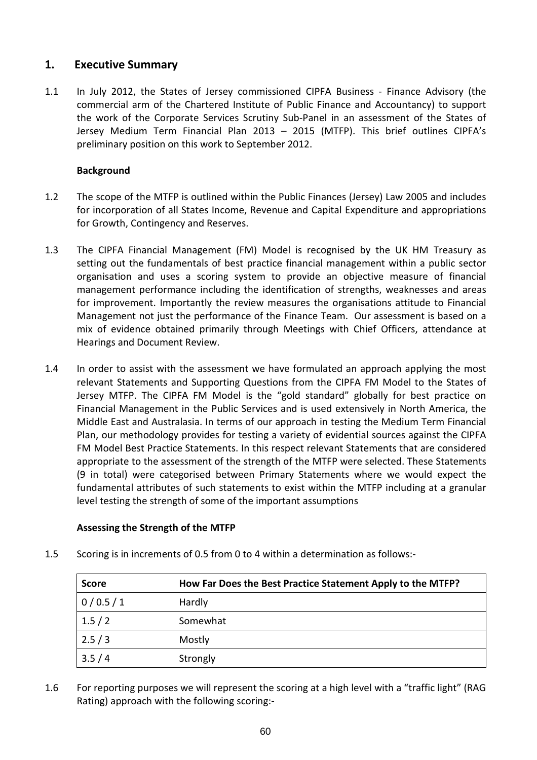## 1. Executive Summary

1.1 In July 2012, the States of Jersey commissioned CIPFA Business - Finance Advisory (the commercial arm of the Chartered Institute of Public Finance and Accountancy) to support the work of the Corporate Services Scrutiny Sub-Panel in an assessment of the States of Jersey Medium Term Financial Plan 2013 – 2015 (MTFP). This brief outlines CIPFA's preliminary position on this work to September 2012.

### Background

1.2 The scope of the MTFP is outlined within the Public Finances (Jersey) Law 2005 and includes for incorporation of all States Income, Revenue and Capital Expenditure and appropriations for Growth, Contingency and Reserves.

1.3 The CIPFA Financial Management (FM) Model is recognised by the UK HM Treasury as setting out the fundamentals of best practice financial management within a public sector organisation and uses a scoring system to provide an objective measure of financial management performance including the identification of strengths, weaknesses and areas for improvement. Importantly the review measures the organisations attitude to Financial Management not just the performance of the Finance Team. Our assessment is based on a mix of evidence obtained primarily through Meetings with Chief Officers, attendance at Hearings and Document Review.

1.4 In order to assist with the assessment we have formulated an approach applying the most relevant Statements and Supporting Questions from the CIPFA FM Model to the States of Jersey MTFP. The CIPFA FM Model is the "gold standard" globally for best practice on Financial Management in the Public Services and is used extensively in North America, the Middle East and Australasia. In terms of our approach in testing the Medium Term Financial Plan, our methodology provides for testing a variety of evidential sources against the CIPFA FM Model Best Practice Statements. In this respect relevant Statements that are considered appropriate to the assessment of the strength of the MTFP were selected. These Statements (9 in total) were categorised between Primary Statements where we would expect the fundamental attributes of such statements to exist within the MTFP including at a granular level testing the strength of some of the important assumptions

### Assessing the Strength of the MTFP

1.5 Scoring is in increments of 0.5 from 0 to 4 within a determination as follows:-

| Score | How Far Does the Best Practice Statement Apply to the MTFP? |
|---|---|
| 0 / 0.5 / 1 | Hardly |
| 1.5 / 2 | Somewhat |
| 2.5 / 3 | Mostly |
| 3.5 / 4 | Strongly |

1.6 For reporting purposes we will represent the scoring at a high level with a "traffic light" (RAG Rating) approach with the following scoring:-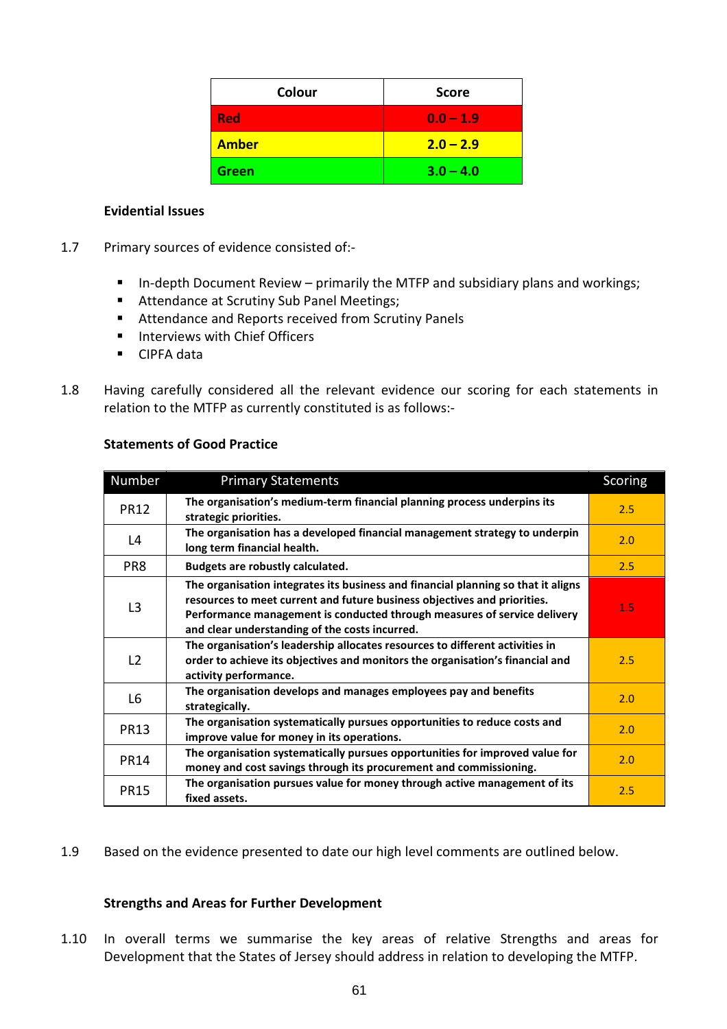| Colour | Score |
| --- | --- |
| Red | 0.0 – 1.9 |
| Amber | 2.0 – 2.9 |
| Green | 3.0 – 4.0 |

**Evidential Issues**

1.7 Primary sources of evidence consisted of:-

- In-depth Document Review – primarily the MTFP and subsidiary plans and workings;
- Attendance at Scrutiny Sub Panel Meetings;
- Attendance and Reports received from Scrutiny Panels
- Interviews with Chief Officers
- CIPFA data

1.8 Having carefully considered all the relevant evidence our scoring for each statements in relation to the MTFP as currently constituted is as follows:-

**Statements of Good Practice**

| Number | Primary Statements | Scoring |
| --- | --- | --- |
| PR12 | **The organisation's medium-term financial planning process underpins its strategic priorities.** | 2.5 |
| L4 | **The organisation has a developed financial management strategy to underpin long term financial health.** | 2.0 |
| PR8 | **Budgets are robustly calculated.** | 2.5 |
| L3 | **The organisation integrates its business and financial planning so that it aligns resources to meet current and future business objectives and priorities. Performance management is conducted through measures of service delivery and clear understanding of the costs incurred.** | 1.5 |
| L2 | **The organisation's leadership allocates resources to different activities in order to achieve its objectives and monitors the organisation's financial and activity performance.** | 2.5 |
| L6 | **The organisation develops and manages employees pay and benefits strategically.** | 2.0 |
| PR13 | **The organisation systematically pursues opportunities to reduce costs and improve value for money in its operations.** | 2.0 |
| PR14 | **The organisation systematically pursues opportunities for improved value for money and cost savings through its procurement and commissioning.** | 2.0 |
| PR15 | **The organisation pursues value for money through active management of its fixed assets.** | 2.5 |

1.9 Based on the evidence presented to date our high level comments are outlined below.

**Strengths and Areas for Further Development**

1.10 In overall terms we summarise the key areas of relative Strengths and areas for Development that the States of Jersey should address in relation to developing the MTFP.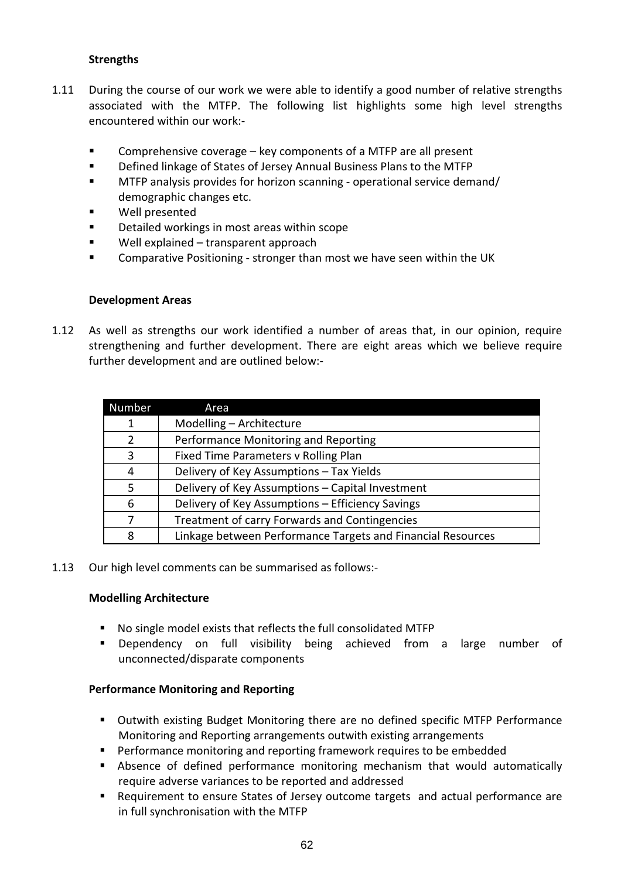**Strengths**

1.11 During the course of our work we were able to identify a good number of relative strengths associated with the MTFP. The following list highlights some high level strengths encountered within our work:-

- Comprehensive coverage – key components of a MTFP are all present
- Defined linkage of States of Jersey Annual Business Plans to the MTFP
- MTFP analysis provides for horizon scanning - operational service demand/ demographic changes etc.
- Well presented
- Detailed workings in most areas within scope
- Well explained – transparent approach
- Comparative Positioning - stronger than most we have seen within the UK

**Development Areas**

1.12 As well as strengths our work identified a number of areas that, in our opinion, require strengthening and further development. There are eight areas which we believe require further development and are outlined below:-

| Number | Area |
|---|---|
| 1 | Modelling – Architecture |
| 2 | Performance Monitoring and Reporting |
| 3 | Fixed Time Parameters v Rolling Plan |
| 4 | Delivery of Key Assumptions – Tax Yields |
| 5 | Delivery of Key Assumptions – Capital Investment |
| 6 | Delivery of Key Assumptions – Efficiency Savings |
| 7 | Treatment of carry Forwards and Contingencies |
| 8 | Linkage between Performance Targets and Financial Resources |

1.13 Our high level comments can be summarised as follows:-

**Modelling Architecture**

- No single model exists that reflects the full consolidated MTFP
- Dependency on full visibility being achieved from a large number of unconnected/disparate components

**Performance Monitoring and Reporting**

- Outwith existing Budget Monitoring there are no defined specific MTFP Performance Monitoring and Reporting arrangements outwith existing arrangements
- Performance monitoring and reporting framework requires to be embedded
- Absence of defined performance monitoring mechanism that would automatically require adverse variances to be reported and addressed
- Requirement to ensure States of Jersey outcome targets and actual performance are in full synchronisation with the MTFP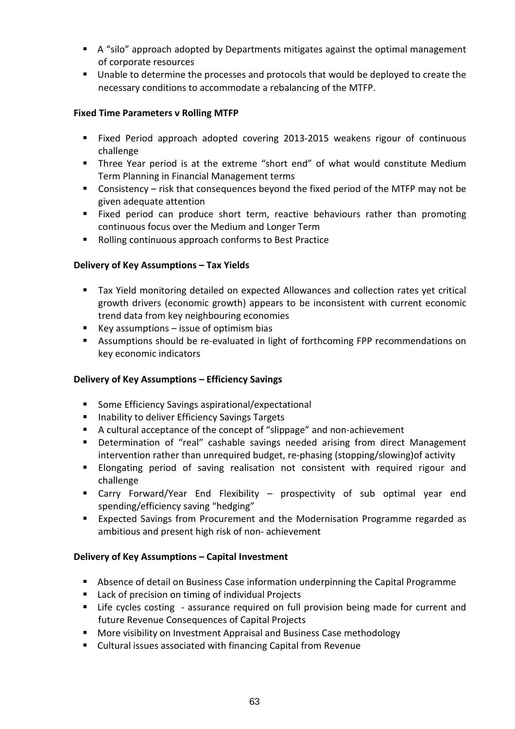- A "silo" approach adopted by Departments mitigates against the optimal management of corporate resources
- Unable to determine the processes and protocols that would be deployed to create the necessary conditions to accommodate a rebalancing of the MTFP.

**Fixed Time Parameters v Rolling MTFP**

- Fixed Period approach adopted covering 2013-2015 weakens rigour of continuous challenge
- Three Year period is at the extreme "short end" of what would constitute Medium Term Planning in Financial Management terms
- Consistency – risk that consequences beyond the fixed period of the MTFP may not be given adequate attention
- Fixed period can produce short term, reactive behaviours rather than promoting continuous focus over the Medium and Longer Term
- Rolling continuous approach conforms to Best Practice

**Delivery of Key Assumptions – Tax Yields**

- Tax Yield monitoring detailed on expected Allowances and collection rates yet critical growth drivers (economic growth) appears to be inconsistent with current economic trend data from key neighbouring economies
- Key assumptions – issue of optimism bias
- Assumptions should be re-evaluated in light of forthcoming FPP recommendations on key economic indicators

**Delivery of Key Assumptions – Efficiency Savings**

- Some Efficiency Savings aspirational/expectational
- Inability to deliver Efficiency Savings Targets
- A cultural acceptance of the concept of "slippage" and non-achievement
- Determination of "real" cashable savings needed arising from direct Management intervention rather than unrequired budget, re-phasing (stopping/slowing)of activity
- Elongating period of saving realisation not consistent with required rigour and challenge
- Carry Forward/Year End Flexibility – prospectivity of sub optimal year end spending/efficiency saving "hedging"
- Expected Savings from Procurement and the Modernisation Programme regarded as ambitious and present high risk of non- achievement

**Delivery of Key Assumptions – Capital Investment**

- Absence of detail on Business Case information underpinning the Capital Programme
- Lack of precision on timing of individual Projects
- Life cycles costing - assurance required on full provision being made for current and future Revenue Consequences of Capital Projects
- More visibility on Investment Appraisal and Business Case methodology
- Cultural issues associated with financing Capital from Revenue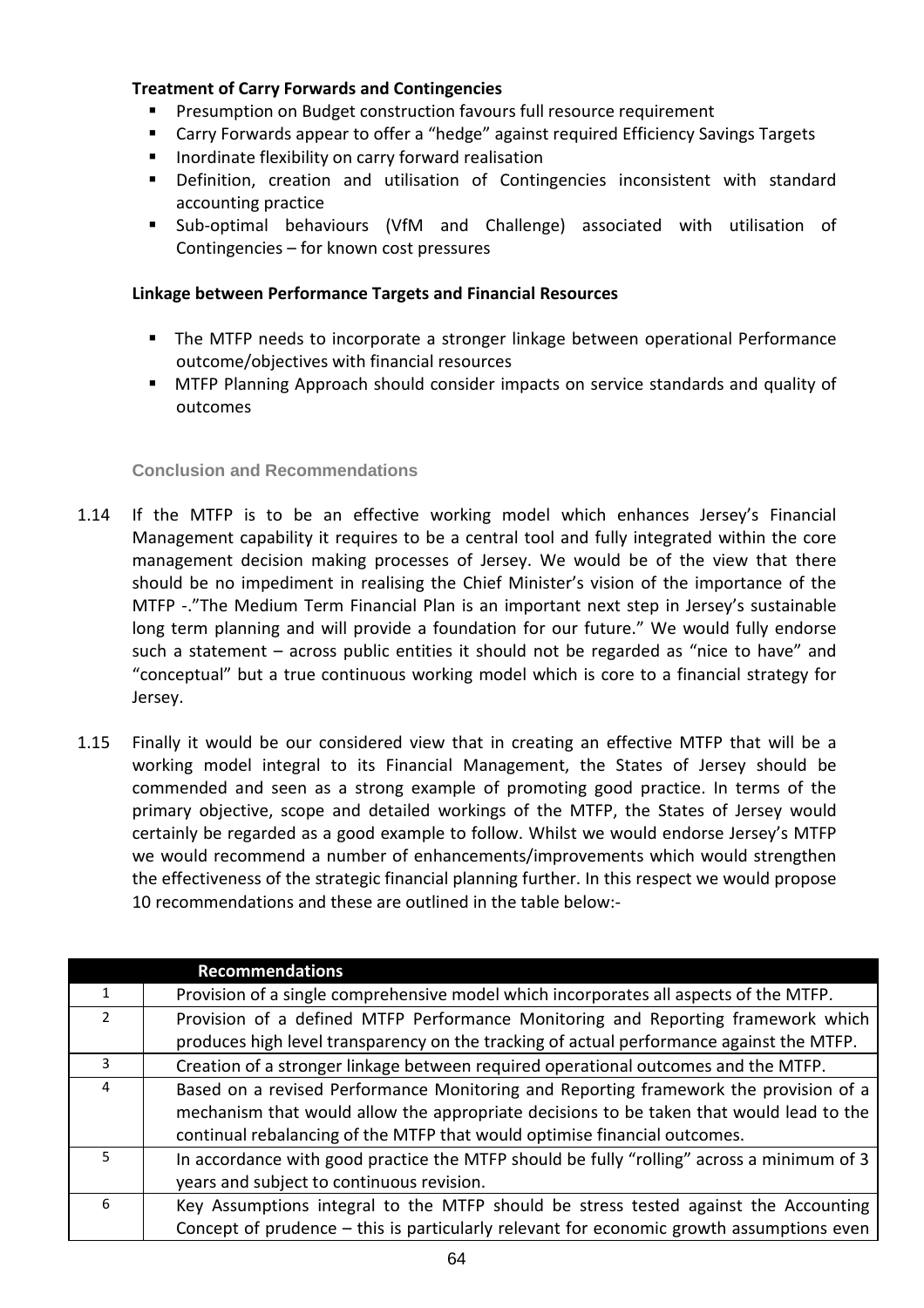**Treatment of Carry Forwards and Contingencies**

- Presumption on Budget construction favours full resource requirement
- Carry Forwards appear to offer a "hedge" against required Efficiency Savings Targets
- Inordinate flexibility on carry forward realisation
- Definition, creation and utilisation of Contingencies inconsistent with standard accounting practice
- Sub-optimal behaviours (VfM and Challenge) associated with utilisation of Contingencies – for known cost pressures

**Linkage between Performance Targets and Financial Resources**

- The MTFP needs to incorporate a stronger linkage between operational Performance outcome/objectives with financial resources
- MTFP Planning Approach should consider impacts on service standards and quality of outcomes

### Conclusion and Recommendations

1.14 If the MTFP is to be an effective working model which enhances Jersey's Financial Management capability it requires to be a central tool and fully integrated within the core management decision making processes of Jersey. We would be of the view that there should be no impediment in realising the Chief Minister's vision of the importance of the MTFP -."The Medium Term Financial Plan is an important next step in Jersey's sustainable long term planning and will provide a foundation for our future." We would fully endorse such a statement – across public entities it should not be regarded as "nice to have" and "conceptual" but a true continuous working model which is core to a financial strategy for Jersey.

1.15 Finally it would be our considered view that in creating an effective MTFP that will be a working model integral to its Financial Management, the States of Jersey should be commended and seen as a strong example of promoting good practice. In terms of the primary objective, scope and detailed workings of the MTFP, the States of Jersey would certainly be regarded as a good example to follow. Whilst we would endorse Jersey's MTFP we would recommend a number of enhancements/improvements which would strengthen the effectiveness of the strategic financial planning further. In this respect we would propose 10 recommendations and these are outlined in the table below:-

| | Recommendations |
|---|---|
| 1 | Provision of a single comprehensive model which incorporates all aspects of the MTFP. |
| 2 | Provision of a defined MTFP Performance Monitoring and Reporting framework which produces high level transparency on the tracking of actual performance against the MTFP. |
| 3 | Creation of a stronger linkage between required operational outcomes and the MTFP. |
| 4 | Based on a revised Performance Monitoring and Reporting framework the provision of a mechanism that would allow the appropriate decisions to be taken that would lead to the continual rebalancing of the MTFP that would optimise financial outcomes. |
| 5 | In accordance with good practice the MTFP should be fully "rolling" across a minimum of 3 years and subject to continuous revision. |
| 6 | Key Assumptions integral to the MTFP should be stress tested against the Accounting Concept of prudence – this is particularly relevant for economic growth assumptions even |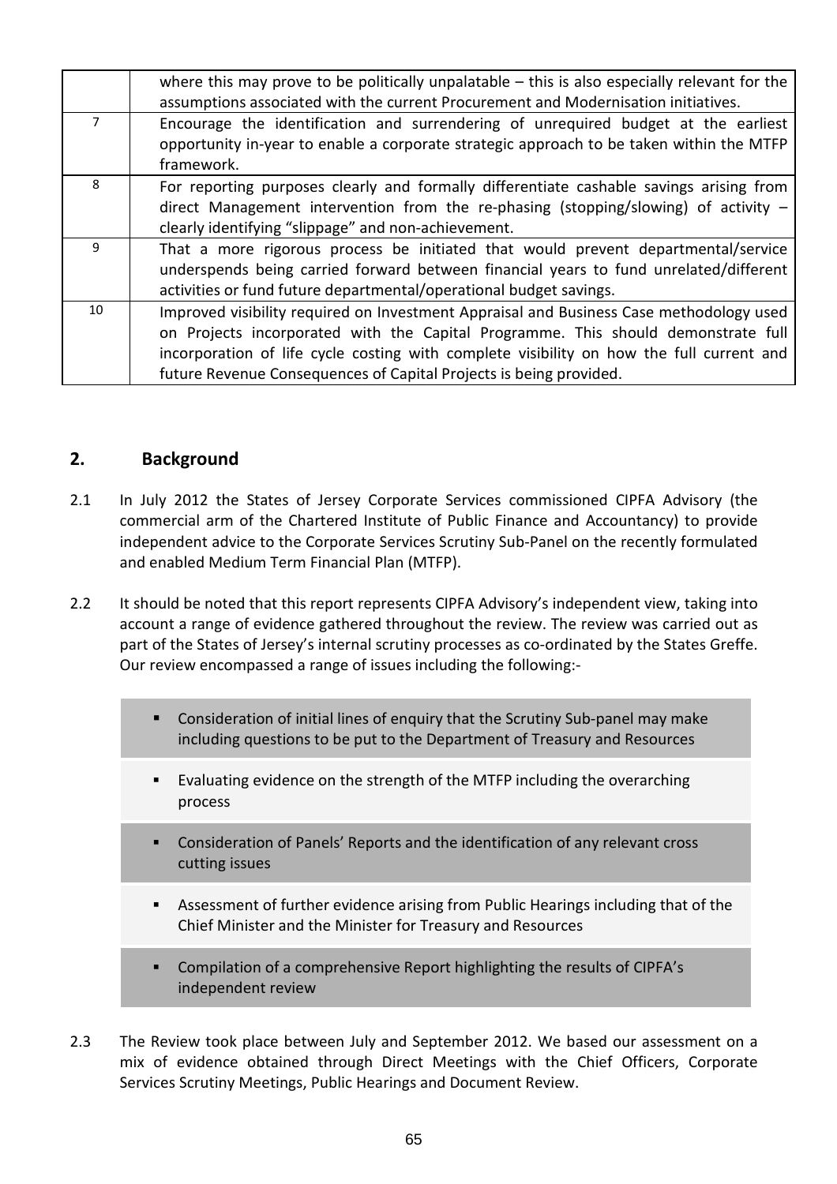|  | where this may prove to be politically unpalatable – this is also especially relevant for the assumptions associated with the current Procurement and Modernisation initiatives. |
|---|---|
| 7 | Encourage the identification and surrendering of unrequired budget at the earliest opportunity in-year to enable a corporate strategic approach to be taken within the MTFP framework. |
| 8 | For reporting purposes clearly and formally differentiate cashable savings arising from direct Management intervention from the re-phasing (stopping/slowing) of activity – clearly identifying "slippage" and non-achievement. |
| 9 | That a more rigorous process be initiated that would prevent departmental/service underspends being carried forward between financial years to fund unrelated/different activities or fund future departmental/operational budget savings. |
| 10 | Improved visibility required on Investment Appraisal and Business Case methodology used on Projects incorporated with the Capital Programme. This should demonstrate full incorporation of life cycle costing with complete visibility on how the full current and future Revenue Consequences of Capital Projects is being provided. |

## 2. Background

2.1 In July 2012 the States of Jersey Corporate Services commissioned CIPFA Advisory (the commercial arm of the Chartered Institute of Public Finance and Accountancy) to provide independent advice to the Corporate Services Scrutiny Sub-Panel on the recently formulated and enabled Medium Term Financial Plan (MTFP).

2.2 It should be noted that this report represents CIPFA Advisory's independent view, taking into account a range of evidence gathered throughout the review. The review was carried out as part of the States of Jersey's internal scrutiny processes as co-ordinated by the States Greffe. Our review encompassed a range of issues including the following:-

- Consideration of initial lines of enquiry that the Scrutiny Sub-panel may make including questions to be put to the Department of Treasury and Resources
- Evaluating evidence on the strength of the MTFP including the overarching process
- Consideration of Panels' Reports and the identification of any relevant cross cutting issues
- Assessment of further evidence arising from Public Hearings including that of the Chief Minister and the Minister for Treasury and Resources
- Compilation of a comprehensive Report highlighting the results of CIPFA's independent review

2.3 The Review took place between July and September 2012. We based our assessment on a mix of evidence obtained through Direct Meetings with the Chief Officers, Corporate Services Scrutiny Meetings, Public Hearings and Document Review.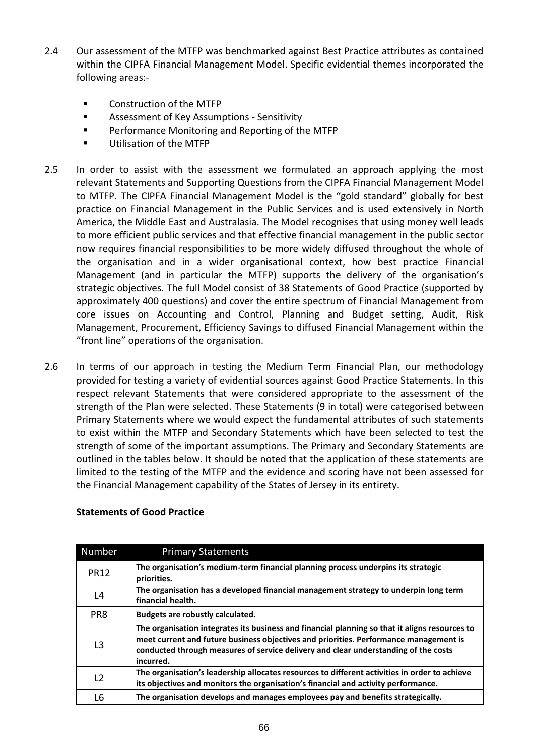2.4 Our assessment of the MTFP was benchmarked against Best Practice attributes as contained within the CIPFA Financial Management Model. Specific evidential themes incorporated the following areas:-

- Construction of the MTFP
- Assessment of Key Assumptions - Sensitivity
- Performance Monitoring and Reporting of the MTFP
- Utilisation of the MTFP

2.5 In order to assist with the assessment we formulated an approach applying the most relevant Statements and Supporting Questions from the CIPFA Financial Management Model to MTFP. The CIPFA Financial Management Model is the "gold standard" globally for best practice on Financial Management in the Public Services and is used extensively in North America, the Middle East and Australasia. The Model recognises that using money well leads to more efficient public services and that effective financial management in the public sector now requires financial responsibilities to be more widely diffused throughout the whole of the organisation and in a wider organisational context, how best practice Financial Management (and in particular the MTFP) supports the delivery of the organisation's strategic objectives. The full Model consist of 38 Statements of Good Practice (supported by approximately 400 questions) and cover the entire spectrum of Financial Management from core issues on Accounting and Control, Planning and Budget setting, Audit, Risk Management, Procurement, Efficiency Savings to diffused Financial Management within the "front line" operations of the organisation.

2.6 In terms of our approach in testing the Medium Term Financial Plan, our methodology provided for testing a variety of evidential sources against Good Practice Statements. In this respect relevant Statements that were considered appropriate to the assessment of the strength of the Plan were selected. These Statements (9 in total) were categorised between Primary Statements where we would expect the fundamental attributes of such statements to exist within the MTFP and Secondary Statements which have been selected to test the strength of some of the important assumptions. The Primary and Secondary Statements are outlined in the tables below. It should be noted that the application of these statements are limited to the testing of the MTFP and the evidence and scoring have not been assessed for the Financial Management capability of the States of Jersey in its entirety.

**Statements of Good Practice**

| Number | Primary Statements |
|---|---|
| PR12 | **The organisation's medium-term financial planning process underpins its strategic priorities.** |
| L4 | **The organisation has a developed financial management strategy to underpin long term financial health.** |
| PR8 | **Budgets are robustly calculated.** |
| L3 | **The organisation integrates its business and financial planning so that it aligns resources to meet current and future business objectives and priorities. Performance management is conducted through measures of service delivery and clear understanding of the costs incurred.** |
| L2 | **The organisation's leadership allocates resources to different activities in order to achieve its objectives and monitors the organisation's financial and activity performance.** |
| L6 | **The organisation develops and manages employees pay and benefits strategically.** |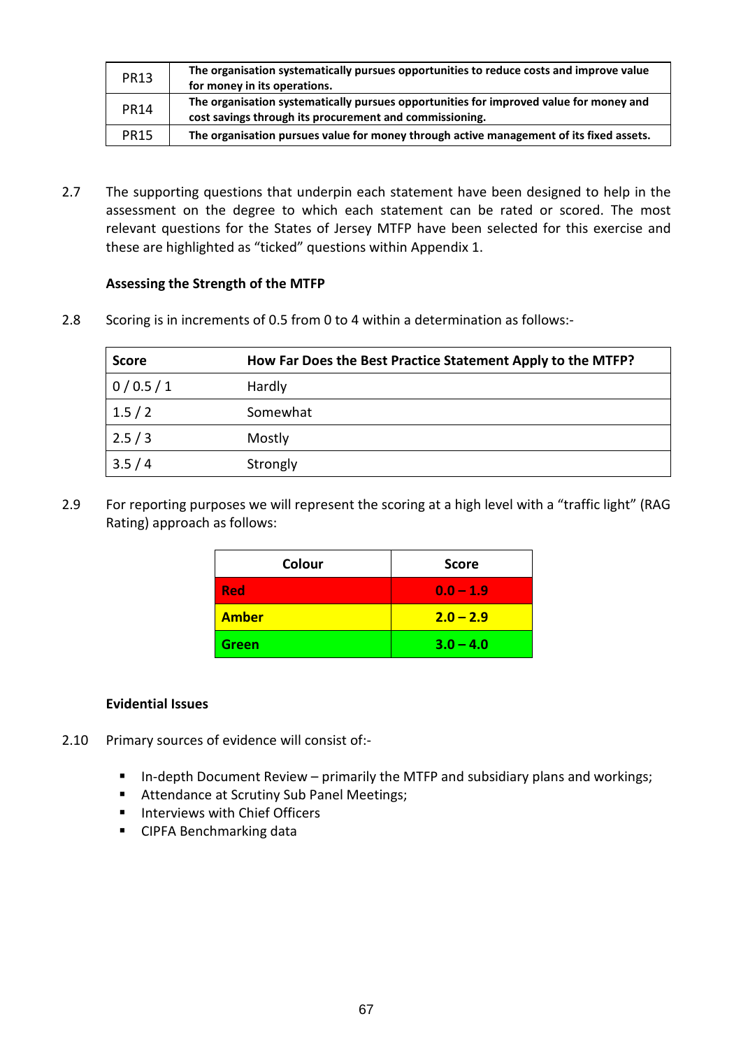| PR13 | **The organisation systematically pursues opportunities to reduce costs and improve value for money in its operations.** |
|---|---|
| PR14 | **The organisation systematically pursues opportunities for improved value for money and cost savings through its procurement and commissioning.** |
| PR15 | **The organisation pursues value for money through active management of its fixed assets.** |

2.7 The supporting questions that underpin each statement have been designed to help in the assessment on the degree to which each statement can be rated or scored. The most relevant questions for the States of Jersey MTFP have been selected for this exercise and these are highlighted as "ticked" questions within Appendix 1.

**Assessing the Strength of the MTFP**

2.8 Scoring is in increments of 0.5 from 0 to 4 within a determination as follows:-

| Score | How Far Does the Best Practice Statement Apply to the MTFP? |
|---|---|
| 0 / 0.5 / 1 | Hardly |
| 1.5 / 2 | Somewhat |
| 2.5 / 3 | Mostly |
| 3.5 / 4 | Strongly |

2.9 For reporting purposes we will represent the scoring at a high level with a "traffic light" (RAG Rating) approach as follows:

| Colour | Score |
|---|---|
| **Red** | **0.0 – 1.9** |
| **Amber** | **2.0 – 2.9** |
| **Green** | **3.0 – 4.0** |

**Evidential Issues**

2.10 Primary sources of evidence will consist of:-

- In-depth Document Review – primarily the MTFP and subsidiary plans and workings;
- Attendance at Scrutiny Sub Panel Meetings;
- Interviews with Chief Officers
- CIPFA Benchmarking data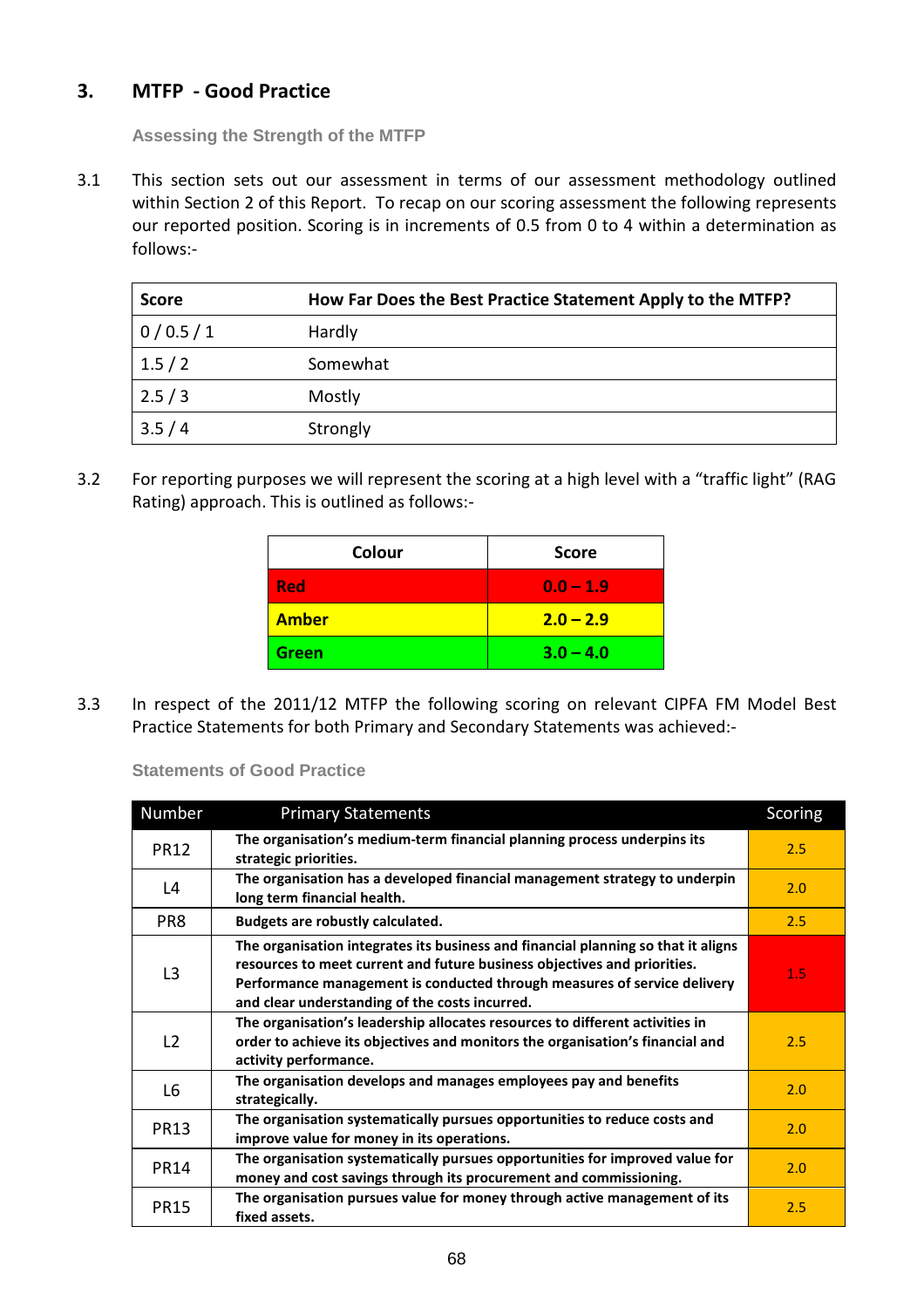## 3. MTFP - Good Practice

### Assessing the Strength of the MTFP

3.1 This section sets out our assessment in terms of our assessment methodology outlined within Section 2 of this Report. To recap on our scoring assessment the following represents our reported position. Scoring is in increments of 0.5 from 0 to 4 within a determination as follows:-

| Score | How Far Does the Best Practice Statement Apply to the MTFP? |
|---|---|
| 0 / 0.5 / 1 | Hardly |
| 1.5 / 2 | Somewhat |
| 2.5 / 3 | Mostly |
| 3.5 / 4 | Strongly |

3.2 For reporting purposes we will represent the scoring at a high level with a "traffic light" (RAG Rating) approach. This is outlined as follows:-

| Colour | Score |
|---|---|
| **Red** | **0.0 – 1.9** |
| **Amber** | **2.0 – 2.9** |
| **Green** | **3.0 – 4.0** |

3.3 In respect of the 2011/12 MTFP the following scoring on relevant CIPFA FM Model Best Practice Statements for both Primary and Secondary Statements was achieved:-

### Statements of Good Practice

| Number | Primary Statements | Scoring |
|---|---|---|
| PR12 | **The organisation's medium-term financial planning process underpins its strategic priorities.** | 2.5 |
| L4 | **The organisation has a developed financial management strategy to underpin long term financial health.** | 2.0 |
| PR8 | **Budgets are robustly calculated.** | 2.5 |
| L3 | **The organisation integrates its business and financial planning so that it aligns resources to meet current and future business objectives and priorities. Performance management is conducted through measures of service delivery and clear understanding of the costs incurred.** | 1.5 |
| L2 | **The organisation's leadership allocates resources to different activities in order to achieve its objectives and monitors the organisation's financial and activity performance.** | 2.5 |
| L6 | **The organisation develops and manages employees pay and benefits strategically.** | 2.0 |
| PR13 | **The organisation systematically pursues opportunities to reduce costs and improve value for money in its operations.** | 2.0 |
| PR14 | **The organisation systematically pursues opportunities for improved value for money and cost savings through its procurement and commissioning.** | 2.0 |
| PR15 | **The organisation pursues value for money through active management of its fixed assets.** | 2.5 |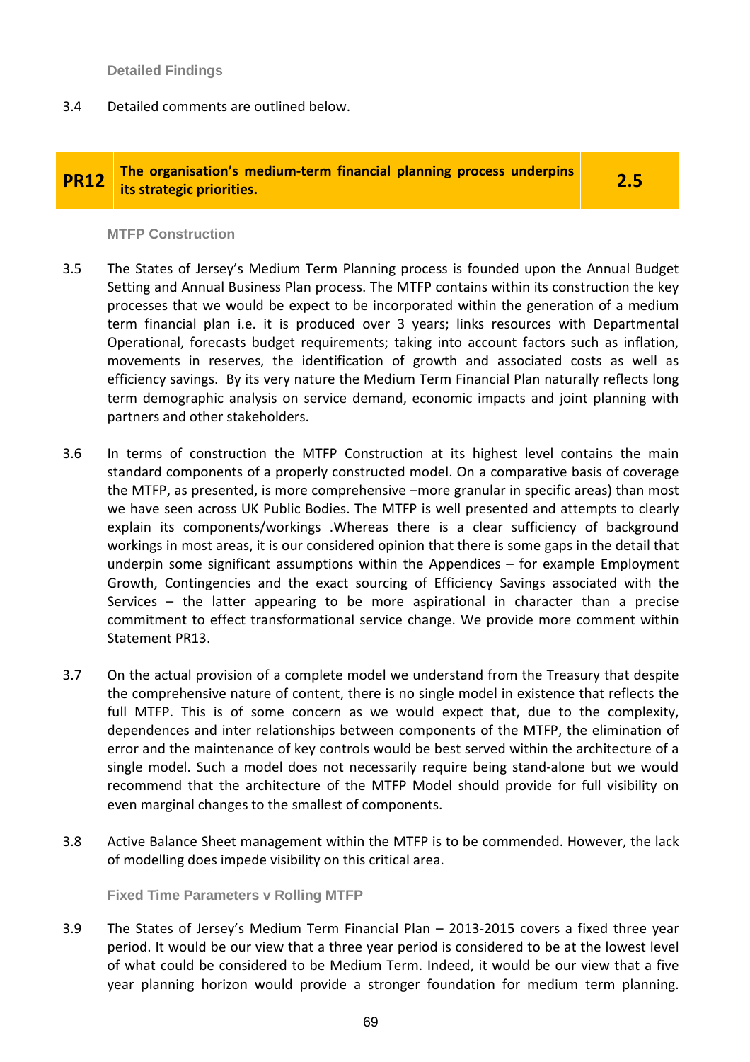**Detailed Findings**

3.4 Detailed comments are outlined below.

| PR12 | The organisation's medium-term financial planning process underpins its strategic priorities. | 2.5 |
|---|---|---|

**MTFP Construction**

3.5 The States of Jersey's Medium Term Planning process is founded upon the Annual Budget Setting and Annual Business Plan process. The MTFP contains within its construction the key processes that we would be expect to be incorporated within the generation of a medium term financial plan i.e. it is produced over 3 years; links resources with Departmental Operational, forecasts budget requirements; taking into account factors such as inflation, movements in reserves, the identification of growth and associated costs as well as efficiency savings. By its very nature the Medium Term Financial Plan naturally reflects long term demographic analysis on service demand, economic impacts and joint planning with partners and other stakeholders.

3.6 In terms of construction the MTFP Construction at its highest level contains the main standard components of a properly constructed model. On a comparative basis of coverage the MTFP, as presented, is more comprehensive –more granular in specific areas) than most we have seen across UK Public Bodies. The MTFP is well presented and attempts to clearly explain its components/workings .Whereas there is a clear sufficiency of background workings in most areas, it is our considered opinion that there is some gaps in the detail that underpin some significant assumptions within the Appendices – for example Employment Growth, Contingencies and the exact sourcing of Efficiency Savings associated with the Services – the latter appearing to be more aspirational in character than a precise commitment to effect transformational service change. We provide more comment within Statement PR13.

3.7 On the actual provision of a complete model we understand from the Treasury that despite the comprehensive nature of content, there is no single model in existence that reflects the full MTFP. This is of some concern as we would expect that, due to the complexity, dependences and inter relationships between components of the MTFP, the elimination of error and the maintenance of key controls would be best served within the architecture of a single model. Such a model does not necessarily require being stand-alone but we would recommend that the architecture of the MTFP Model should provide for full visibility on even marginal changes to the smallest of components.

3.8 Active Balance Sheet management within the MTFP is to be commended. However, the lack of modelling does impede visibility on this critical area.

**Fixed Time Parameters v Rolling MTFP**

3.9 The States of Jersey's Medium Term Financial Plan – 2013-2015 covers a fixed three year period. It would be our view that a three year period is considered to be at the lowest level of what could be considered to be Medium Term. Indeed, it would be our view that a five year planning horizon would provide a stronger foundation for medium term planning.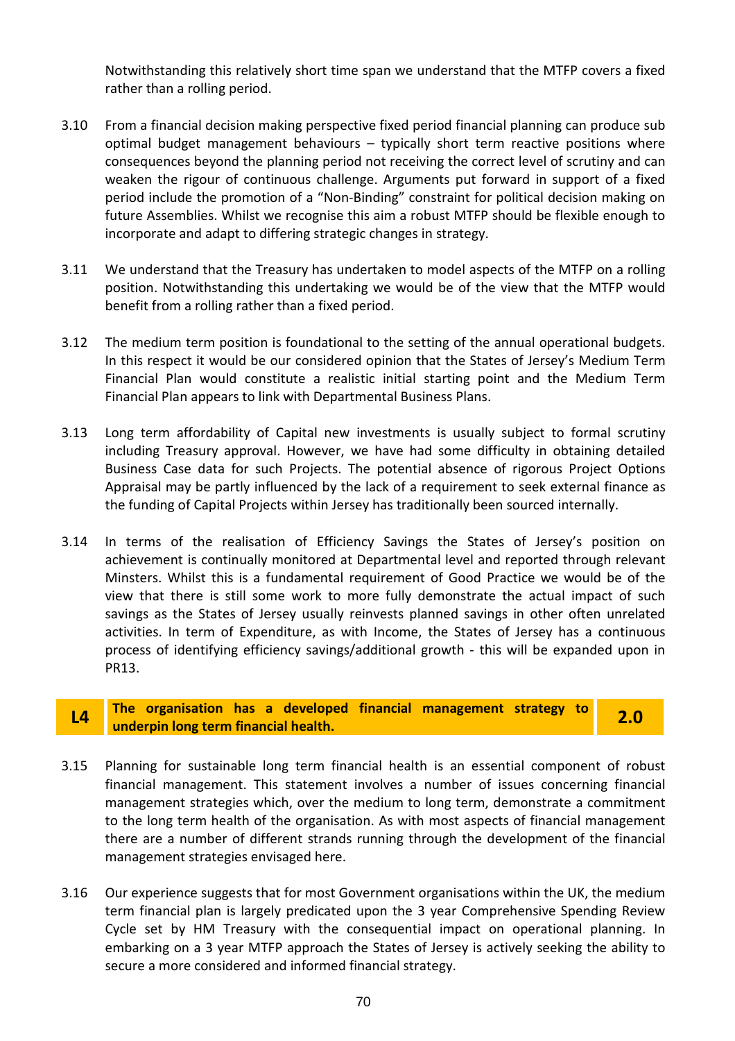Notwithstanding this relatively short time span we understand that the MTFP covers a fixed rather than a rolling period.

3.10 From a financial decision making perspective fixed period financial planning can produce sub optimal budget management behaviours – typically short term reactive positions where consequences beyond the planning period not receiving the correct level of scrutiny and can weaken the rigour of continuous challenge. Arguments put forward in support of a fixed period include the promotion of a "Non-Binding" constraint for political decision making on future Assemblies. Whilst we recognise this aim a robust MTFP should be flexible enough to incorporate and adapt to differing strategic changes in strategy.

3.11 We understand that the Treasury has undertaken to model aspects of the MTFP on a rolling position. Notwithstanding this undertaking we would be of the view that the MTFP would benefit from a rolling rather than a fixed period.

3.12 The medium term position is foundational to the setting of the annual operational budgets. In this respect it would be our considered opinion that the States of Jersey's Medium Term Financial Plan would constitute a realistic initial starting point and the Medium Term Financial Plan appears to link with Departmental Business Plans.

3.13 Long term affordability of Capital new investments is usually subject to formal scrutiny including Treasury approval. However, we have had some difficulty in obtaining detailed Business Case data for such Projects. The potential absence of rigorous Project Options Appraisal may be partly influenced by the lack of a requirement to seek external finance as the funding of Capital Projects within Jersey has traditionally been sourced internally.

3.14 In terms of the realisation of Efficiency Savings the States of Jersey's position on achievement is continually monitored at Departmental level and reported through relevant Minsters. Whilst this is a fundamental requirement of Good Practice we would be of the view that there is still some work to more fully demonstrate the actual impact of such savings as the States of Jersey usually reinvests planned savings in other often unrelated activities. In term of Expenditure, as with Income, the States of Jersey has a continuous process of identifying efficiency savings/additional growth - this will be expanded upon in PR13.

| L4 | **The organisation has a developed financial management strategy to underpin long term financial health.** | 2.0 |
|---|---|---|

3.15 Planning for sustainable long term financial health is an essential component of robust financial management. This statement involves a number of issues concerning financial management strategies which, over the medium to long term, demonstrate a commitment to the long term health of the organisation. As with most aspects of financial management there are a number of different strands running through the development of the financial management strategies envisaged here.

3.16 Our experience suggests that for most Government organisations within the UK, the medium term financial plan is largely predicated upon the 3 year Comprehensive Spending Review Cycle set by HM Treasury with the consequential impact on operational planning. In embarking on a 3 year MTFP approach the States of Jersey is actively seeking the ability to secure a more considered and informed financial strategy.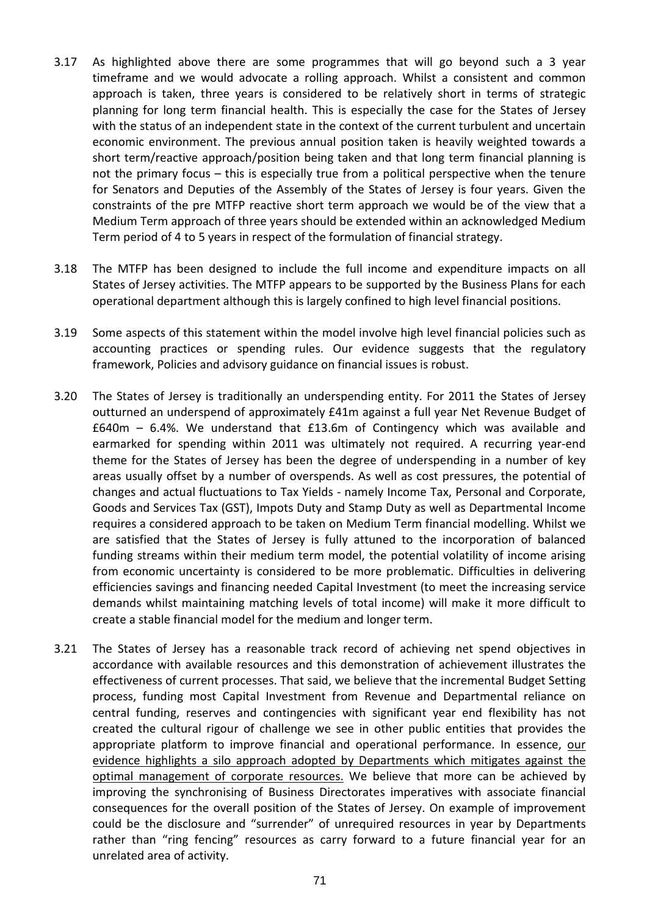3.17 As highlighted above there are some programmes that will go beyond such a 3 year timeframe and we would advocate a rolling approach. Whilst a consistent and common approach is taken, three years is considered to be relatively short in terms of strategic planning for long term financial health. This is especially the case for the States of Jersey with the status of an independent state in the context of the current turbulent and uncertain economic environment. The previous annual position taken is heavily weighted towards a short term/reactive approach/position being taken and that long term financial planning is not the primary focus – this is especially true from a political perspective when the tenure for Senators and Deputies of the Assembly of the States of Jersey is four years. Given the constraints of the pre MTFP reactive short term approach we would be of the view that a Medium Term approach of three years should be extended within an acknowledged Medium Term period of 4 to 5 years in respect of the formulation of financial strategy.

3.18 The MTFP has been designed to include the full income and expenditure impacts on all States of Jersey activities. The MTFP appears to be supported by the Business Plans for each operational department although this is largely confined to high level financial positions.

3.19 Some aspects of this statement within the model involve high level financial policies such as accounting practices or spending rules. Our evidence suggests that the regulatory framework, Policies and advisory guidance on financial issues is robust.

3.20 The States of Jersey is traditionally an underspending entity. For 2011 the States of Jersey outturned an underspend of approximately £41m against a full year Net Revenue Budget of £640m – 6.4%. We understand that £13.6m of Contingency which was available and earmarked for spending within 2011 was ultimately not required. A recurring year-end theme for the States of Jersey has been the degree of underspending in a number of key areas usually offset by a number of overspends. As well as cost pressures, the potential of changes and actual fluctuations to Tax Yields - namely Income Tax, Personal and Corporate, Goods and Services Tax (GST), Impots Duty and Stamp Duty as well as Departmental Income requires a considered approach to be taken on Medium Term financial modelling. Whilst we are satisfied that the States of Jersey is fully attuned to the incorporation of balanced funding streams within their medium term model, the potential volatility of income arising from economic uncertainty is considered to be more problematic. Difficulties in delivering efficiencies savings and financing needed Capital Investment (to meet the increasing service demands whilst maintaining matching levels of total income) will make it more difficult to create a stable financial model for the medium and longer term.

3.21 The States of Jersey has a reasonable track record of achieving net spend objectives in accordance with available resources and this demonstration of achievement illustrates the effectiveness of current processes. That said, we believe that the incremental Budget Setting process, funding most Capital Investment from Revenue and Departmental reliance on central funding, reserves and contingencies with significant year end flexibility has not created the cultural rigour of challenge we see in other public entities that provides the appropriate platform to improve financial and operational performance. In essence, <u>our evidence highlights a silo approach adopted by Departments which mitigates against the optimal management of corporate resources.</u> We believe that more can be achieved by improving the synchronising of Business Directorates imperatives with associate financial consequences for the overall position of the States of Jersey. On example of improvement could be the disclosure and "surrender" of unrequired resources in year by Departments rather than "ring fencing" resources as carry forward to a future financial year for an unrelated area of activity.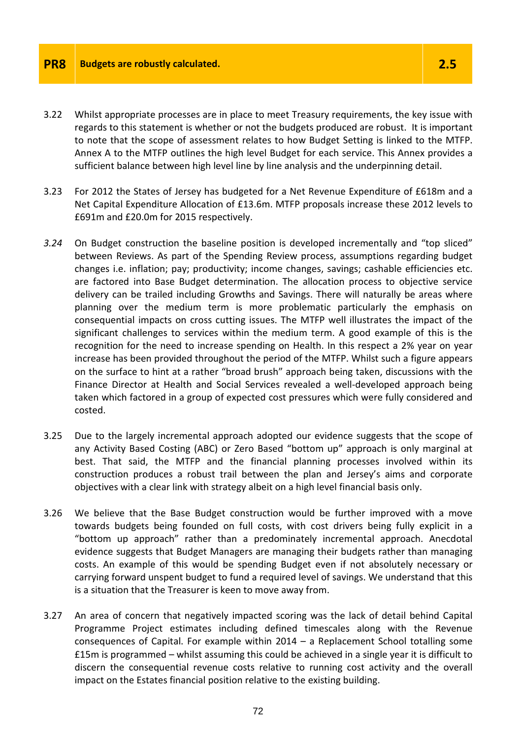| PR8 | Budgets are robustly calculated. | 2.5 |
| --- | --- | --- |

3.22 Whilst appropriate processes are in place to meet Treasury requirements, the key issue with regards to this statement is whether or not the budgets produced are robust. It is important to note that the scope of assessment relates to how Budget Setting is linked to the MTFP. Annex A to the MTFP outlines the high level Budget for each service. This Annex provides a sufficient balance between high level line by line analysis and the underpinning detail.

3.23 For 2012 the States of Jersey has budgeted for a Net Revenue Expenditure of £618m and a Net Capital Expenditure Allocation of £13.6m. MTFP proposals increase these 2012 levels to £691m and £20.0m for 2015 respectively.

*3.24* On Budget construction the baseline position is developed incrementally and "top sliced" between Reviews. As part of the Spending Review process, assumptions regarding budget changes i.e. inflation; pay; productivity; income changes, savings; cashable efficiencies etc. are factored into Base Budget determination. The allocation process to objective service delivery can be trailed including Growths and Savings. There will naturally be areas where planning over the medium term is more problematic particularly the emphasis on consequential impacts on cross cutting issues. The MTFP well illustrates the impact of the significant challenges to services within the medium term. A good example of this is the recognition for the need to increase spending on Health. In this respect a 2% year on year increase has been provided throughout the period of the MTFP. Whilst such a figure appears on the surface to hint at a rather "broad brush" approach being taken, discussions with the Finance Director at Health and Social Services revealed a well-developed approach being taken which factored in a group of expected cost pressures which were fully considered and costed.

3.25 Due to the largely incremental approach adopted our evidence suggests that the scope of any Activity Based Costing (ABC) or Zero Based "bottom up" approach is only marginal at best. That said, the MTFP and the financial planning processes involved within its construction produces a robust trail between the plan and Jersey's aims and corporate objectives with a clear link with strategy albeit on a high level financial basis only.

3.26 We believe that the Base Budget construction would be further improved with a move towards budgets being founded on full costs, with cost drivers being fully explicit in a "bottom up approach" rather than a predominately incremental approach. Anecdotal evidence suggests that Budget Managers are managing their budgets rather than managing costs. An example of this would be spending Budget even if not absolutely necessary or carrying forward unspent budget to fund a required level of savings. We understand that this is a situation that the Treasurer is keen to move away from.

3.27 An area of concern that negatively impacted scoring was the lack of detail behind Capital Programme Project estimates including defined timescales along with the Revenue consequences of Capital. For example within 2014 – a Replacement School totalling some £15m is programmed – whilst assuming this could be achieved in a single year it is difficult to discern the consequential revenue costs relative to running cost activity and the overall impact on the Estates financial position relative to the existing building.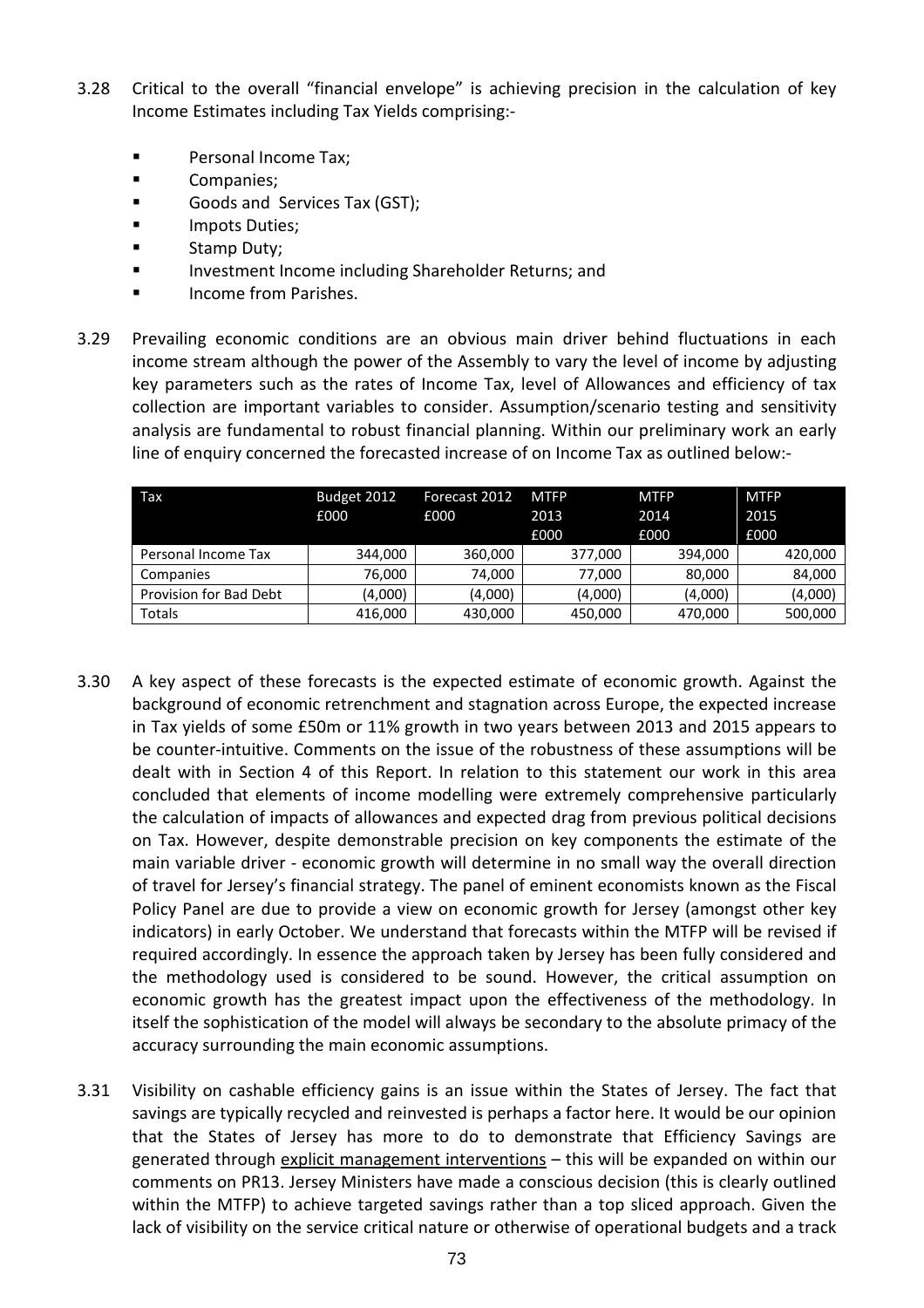3.28 Critical to the overall "financial envelope" is achieving precision in the calculation of key Income Estimates including Tax Yields comprising:-

- Personal Income Tax;
- Companies;
- Goods and Services Tax (GST);
- Impots Duties;
- Stamp Duty;
- Investment Income including Shareholder Returns; and
- Income from Parishes.

3.29 Prevailing economic conditions are an obvious main driver behind fluctuations in each income stream although the power of the Assembly to vary the level of income by adjusting key parameters such as the rates of Income Tax, level of Allowances and efficiency of tax collection are important variables to consider. Assumption/scenario testing and sensitivity analysis are fundamental to robust financial planning. Within our preliminary work an early line of enquiry concerned the forecasted increase of on Income Tax as outlined below:-

| Tax | Budget 2012 £000 | Forecast 2012 £000 | MTFP 2013 £000 | MTFP 2014 £000 | MTFP 2015 £000 |
|---|---|---|---|---|---|
| Personal Income Tax | 344,000 | 360,000 | 377,000 | 394,000 | 420,000 |
| Companies | 76,000 | 74,000 | 77,000 | 80,000 | 84,000 |
| Provision for Bad Debt | (4,000) | (4,000) | (4,000) | (4,000) | (4,000) |
| Totals | 416,000 | 430,000 | 450,000 | 470,000 | 500,000 |

3.30 A key aspect of these forecasts is the expected estimate of economic growth. Against the background of economic retrenchment and stagnation across Europe, the expected increase in Tax yields of some £50m or 11% growth in two years between 2013 and 2015 appears to be counter-intuitive. Comments on the issue of the robustness of these assumptions will be dealt with in Section 4 of this Report. In relation to this statement our work in this area concluded that elements of income modelling were extremely comprehensive particularly the calculation of impacts of allowances and expected drag from previous political decisions on Tax. However, despite demonstrable precision on key components the estimate of the main variable driver - economic growth will determine in no small way the overall direction of travel for Jersey's financial strategy. The panel of eminent economists known as the Fiscal Policy Panel are due to provide a view on economic growth for Jersey (amongst other key indicators) in early October. We understand that forecasts within the MTFP will be revised if required accordingly. In essence the approach taken by Jersey has been fully considered and the methodology used is considered to be sound. However, the critical assumption on economic growth has the greatest impact upon the effectiveness of the methodology. In itself the sophistication of the model will always be secondary to the absolute primacy of the accuracy surrounding the main economic assumptions.

3.31 Visibility on cashable efficiency gains is an issue within the States of Jersey. The fact that savings are typically recycled and reinvested is perhaps a factor here. It would be our opinion that the States of Jersey has more to do to demonstrate that Efficiency Savings are generated through explicit management interventions – this will be expanded on within our comments on PR13. Jersey Ministers have made a conscious decision (this is clearly outlined within the MTFP) to achieve targeted savings rather than a top sliced approach. Given the lack of visibility on the service critical nature or otherwise of operational budgets and a track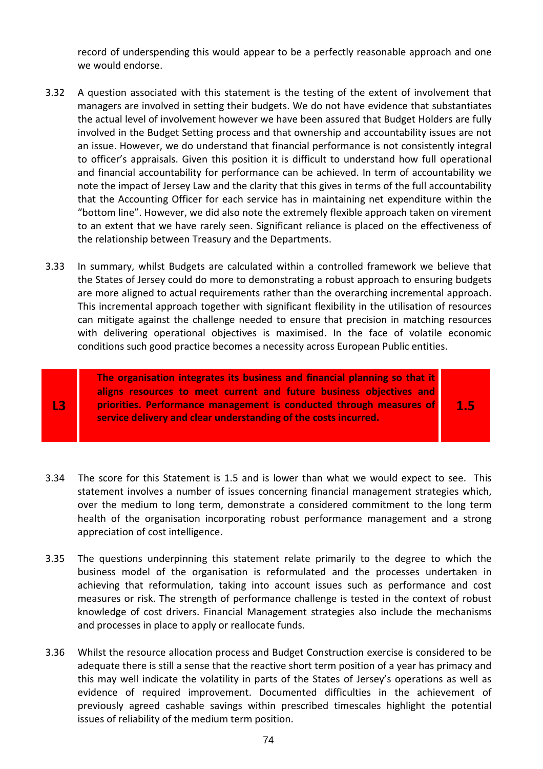record of underspending this would appear to be a perfectly reasonable approach and one we would endorse.

3.32 A question associated with this statement is the testing of the extent of involvement that managers are involved in setting their budgets. We do not have evidence that substantiates the actual level of involvement however we have been assured that Budget Holders are fully involved in the Budget Setting process and that ownership and accountability issues are not an issue. However, we do understand that financial performance is not consistently integral to officer's appraisals. Given this position it is difficult to understand how full operational and financial accountability for performance can be achieved. In term of accountability we note the impact of Jersey Law and the clarity that this gives in terms of the full accountability that the Accounting Officer for each service has in maintaining net expenditure within the "bottom line". However, we did also note the extremely flexible approach taken on virement to an extent that we have rarely seen. Significant reliance is placed on the effectiveness of the relationship between Treasury and the Departments.

3.33 In summary, whilst Budgets are calculated within a controlled framework we believe that the States of Jersey could do more to demonstrating a robust approach to ensuring budgets are more aligned to actual requirements rather than the overarching incremental approach. This incremental approach together with significant flexibility in the utilisation of resources can mitigate against the challenge needed to ensure that precision in matching resources with delivering operational objectives is maximised. In the face of volatile economic conditions such good practice becomes a necessity across European Public entities.

| L3 | **The organisation integrates its business and financial planning so that it aligns resources to meet current and future business objectives and priorities. Performance management is conducted through measures of service delivery and clear understanding of the costs incurred.** | **1.5** |
|---|---|---|

3.34 The score for this Statement is 1.5 and is lower than what we would expect to see. This statement involves a number of issues concerning financial management strategies which, over the medium to long term, demonstrate a considered commitment to the long term health of the organisation incorporating robust performance management and a strong appreciation of cost intelligence.

3.35 The questions underpinning this statement relate primarily to the degree to which the business model of the organisation is reformulated and the processes undertaken in achieving that reformulation, taking into account issues such as performance and cost measures or risk. The strength of performance challenge is tested in the context of robust knowledge of cost drivers. Financial Management strategies also include the mechanisms and processes in place to apply or reallocate funds.

3.36 Whilst the resource allocation process and Budget Construction exercise is considered to be adequate there is still a sense that the reactive short term position of a year has primacy and this may well indicate the volatility in parts of the States of Jersey's operations as well as evidence of required improvement. Documented difficulties in the achievement of previously agreed cashable savings within prescribed timescales highlight the potential issues of reliability of the medium term position.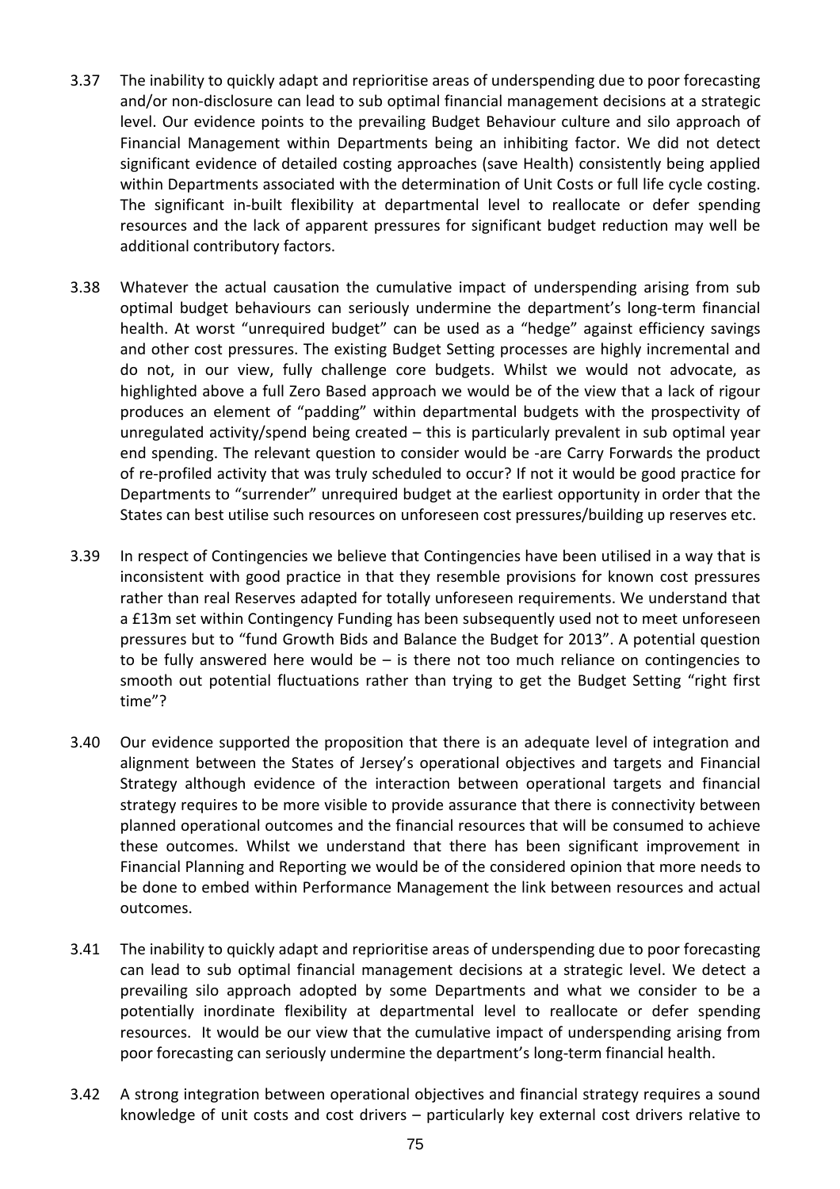3.37 The inability to quickly adapt and reprioritise areas of underspending due to poor forecasting and/or non-disclosure can lead to sub optimal financial management decisions at a strategic level. Our evidence points to the prevailing Budget Behaviour culture and silo approach of Financial Management within Departments being an inhibiting factor. We did not detect significant evidence of detailed costing approaches (save Health) consistently being applied within Departments associated with the determination of Unit Costs or full life cycle costing. The significant in-built flexibility at departmental level to reallocate or defer spending resources and the lack of apparent pressures for significant budget reduction may well be additional contributory factors.

3.38 Whatever the actual causation the cumulative impact of underspending arising from sub optimal budget behaviours can seriously undermine the department's long-term financial health. At worst "unrequired budget" can be used as a "hedge" against efficiency savings and other cost pressures. The existing Budget Setting processes are highly incremental and do not, in our view, fully challenge core budgets. Whilst we would not advocate, as highlighted above a full Zero Based approach we would be of the view that a lack of rigour produces an element of "padding" within departmental budgets with the prospectivity of unregulated activity/spend being created – this is particularly prevalent in sub optimal year end spending. The relevant question to consider would be -are Carry Forwards the product of re-profiled activity that was truly scheduled to occur? If not it would be good practice for Departments to "surrender" unrequired budget at the earliest opportunity in order that the States can best utilise such resources on unforeseen cost pressures/building up reserves etc.

3.39 In respect of Contingencies we believe that Contingencies have been utilised in a way that is inconsistent with good practice in that they resemble provisions for known cost pressures rather than real Reserves adapted for totally unforeseen requirements. We understand that a £13m set within Contingency Funding has been subsequently used not to meet unforeseen pressures but to "fund Growth Bids and Balance the Budget for 2013". A potential question to be fully answered here would be – is there not too much reliance on contingencies to smooth out potential fluctuations rather than trying to get the Budget Setting "right first time"?

3.40 Our evidence supported the proposition that there is an adequate level of integration and alignment between the States of Jersey's operational objectives and targets and Financial Strategy although evidence of the interaction between operational targets and financial strategy requires to be more visible to provide assurance that there is connectivity between planned operational outcomes and the financial resources that will be consumed to achieve these outcomes. Whilst we understand that there has been significant improvement in Financial Planning and Reporting we would be of the considered opinion that more needs to be done to embed within Performance Management the link between resources and actual outcomes.

3.41 The inability to quickly adapt and reprioritise areas of underspending due to poor forecasting can lead to sub optimal financial management decisions at a strategic level. We detect a prevailing silo approach adopted by some Departments and what we consider to be a potentially inordinate flexibility at departmental level to reallocate or defer spending resources. It would be our view that the cumulative impact of underspending arising from poor forecasting can seriously undermine the department's long-term financial health.

3.42 A strong integration between operational objectives and financial strategy requires a sound knowledge of unit costs and cost drivers – particularly key external cost drivers relative to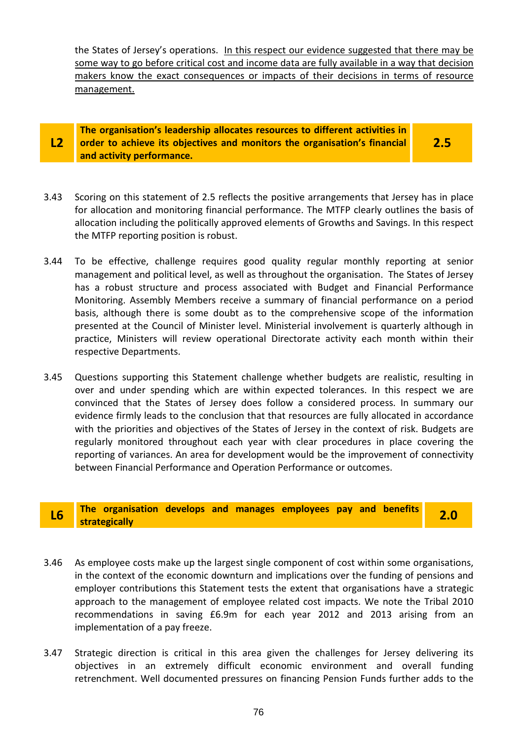the States of Jersey's operations. <u>In this respect our evidence suggested that there may be some way to go before critical cost and income data are fully available in a way that decision makers know the exact consequences or impacts of their decisions in terms of resource management.</u>

| L2 | The organisation's leadership allocates resources to different activities in order to achieve its objectives and monitors the organisation's financial and activity performance. | 2.5 |
|---|---|---|

3.43 Scoring on this statement of 2.5 reflects the positive arrangements that Jersey has in place for allocation and monitoring financial performance. The MTFP clearly outlines the basis of allocation including the politically approved elements of Growths and Savings. In this respect the MTFP reporting position is robust.

3.44 To be effective, challenge requires good quality regular monthly reporting at senior management and political level, as well as throughout the organisation. The States of Jersey has a robust structure and process associated with Budget and Financial Performance Monitoring. Assembly Members receive a summary of financial performance on a period basis, although there is some doubt as to the comprehensive scope of the information presented at the Council of Minister level. Ministerial involvement is quarterly although in practice, Ministers will review operational Directorate activity each month within their respective Departments.

3.45 Questions supporting this Statement challenge whether budgets are realistic, resulting in over and under spending which are within expected tolerances. In this respect we are convinced that the States of Jersey does follow a considered process. In summary our evidence firmly leads to the conclusion that that resources are fully allocated in accordance with the priorities and objectives of the States of Jersey in the context of risk. Budgets are regularly monitored throughout each year with clear procedures in place covering the reporting of variances. An area for development would be the improvement of connectivity between Financial Performance and Operation Performance or outcomes.

| L6 | The organisation develops and manages employees pay and benefits strategically | 2.0 |
|---|---|---|

3.46 As employee costs make up the largest single component of cost within some organisations, in the context of the economic downturn and implications over the funding of pensions and employer contributions this Statement tests the extent that organisations have a strategic approach to the management of employee related cost impacts. We note the Tribal 2010 recommendations in saving £6.9m for each year 2012 and 2013 arising from an implementation of a pay freeze.

3.47 Strategic direction is critical in this area given the challenges for Jersey delivering its objectives in an extremely difficult economic environment and overall funding retrenchment. Well documented pressures on financing Pension Funds further adds to the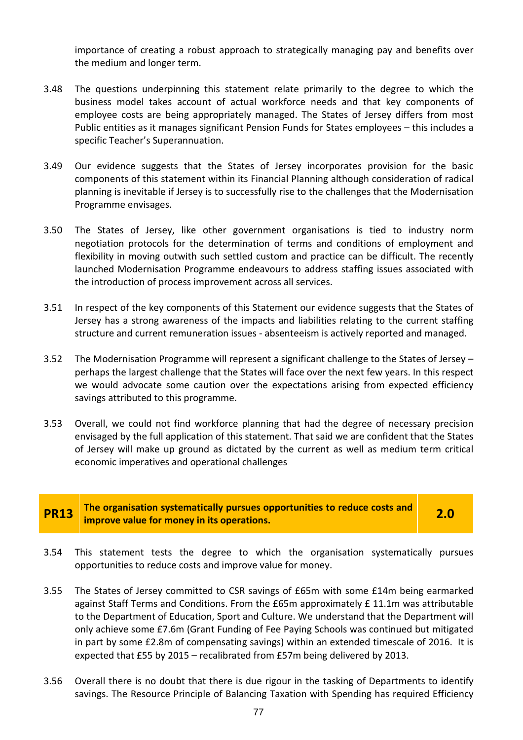importance of creating a robust approach to strategically managing pay and benefits over the medium and longer term.

3.48 The questions underpinning this statement relate primarily to the degree to which the business model takes account of actual workforce needs and that key components of employee costs are being appropriately managed. The States of Jersey differs from most Public entities as it manages significant Pension Funds for States employees – this includes a specific Teacher's Superannuation.

3.49 Our evidence suggests that the States of Jersey incorporates provision for the basic components of this statement within its Financial Planning although consideration of radical planning is inevitable if Jersey is to successfully rise to the challenges that the Modernisation Programme envisages.

3.50 The States of Jersey, like other government organisations is tied to industry norm negotiation protocols for the determination of terms and conditions of employment and flexibility in moving outwith such settled custom and practice can be difficult. The recently launched Modernisation Programme endeavours to address staffing issues associated with the introduction of process improvement across all services.

3.51 In respect of the key components of this Statement our evidence suggests that the States of Jersey has a strong awareness of the impacts and liabilities relating to the current staffing structure and current remuneration issues - absenteeism is actively reported and managed.

3.52 The Modernisation Programme will represent a significant challenge to the States of Jersey – perhaps the largest challenge that the States will face over the next few years. In this respect we would advocate some caution over the expectations arising from expected efficiency savings attributed to this programme.

3.53 Overall, we could not find workforce planning that had the degree of necessary precision envisaged by the full application of this statement. That said we are confident that the States of Jersey will make up ground as dictated by the current as well as medium term critical economic imperatives and operational challenges

| **PR13** | **The organisation systematically pursues opportunities to reduce costs and improve value for money in its operations.** | **2.0** |
|---|---|---|

3.54 This statement tests the degree to which the organisation systematically pursues opportunities to reduce costs and improve value for money.

3.55 The States of Jersey committed to CSR savings of £65m with some £14m being earmarked against Staff Terms and Conditions. From the £65m approximately £ 11.1m was attributable to the Department of Education, Sport and Culture. We understand that the Department will only achieve some £7.6m (Grant Funding of Fee Paying Schools was continued but mitigated in part by some £2.8m of compensating savings) within an extended timescale of 2016. It is expected that £55 by 2015 – recalibrated from £57m being delivered by 2013.

3.56 Overall there is no doubt that there is due rigour in the tasking of Departments to identify savings. The Resource Principle of Balancing Taxation with Spending has required Efficiency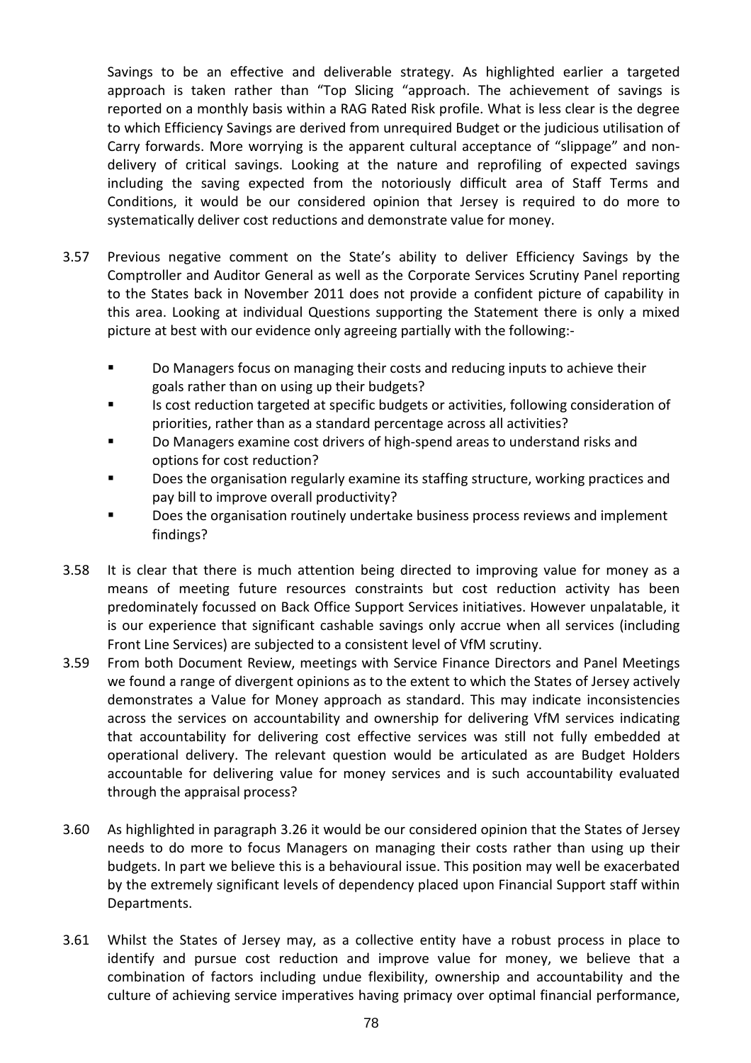Savings to be an effective and deliverable strategy. As highlighted earlier a targeted approach is taken rather than "Top Slicing "approach. The achievement of savings is reported on a monthly basis within a RAG Rated Risk profile. What is less clear is the degree to which Efficiency Savings are derived from unrequired Budget or the judicious utilisation of Carry forwards. More worrying is the apparent cultural acceptance of "slippage" and non-delivery of critical savings. Looking at the nature and reprofiling of expected savings including the saving expected from the notoriously difficult area of Staff Terms and Conditions, it would be our considered opinion that Jersey is required to do more to systematically deliver cost reductions and demonstrate value for money.

3.57 Previous negative comment on the State's ability to deliver Efficiency Savings by the Comptroller and Auditor General as well as the Corporate Services Scrutiny Panel reporting to the States back in November 2011 does not provide a confident picture of capability in this area. Looking at individual Questions supporting the Statement there is only a mixed picture at best with our evidence only agreeing partially with the following:-

- Do Managers focus on managing their costs and reducing inputs to achieve their goals rather than on using up their budgets?
- Is cost reduction targeted at specific budgets or activities, following consideration of priorities, rather than as a standard percentage across all activities?
- Do Managers examine cost drivers of high-spend areas to understand risks and options for cost reduction?
- Does the organisation regularly examine its staffing structure, working practices and pay bill to improve overall productivity?
- Does the organisation routinely undertake business process reviews and implement findings?

3.58 It is clear that there is much attention being directed to improving value for money as a means of meeting future resources constraints but cost reduction activity has been predominately focussed on Back Office Support Services initiatives. However unpalatable, it is our experience that significant cashable savings only accrue when all services (including Front Line Services) are subjected to a consistent level of VfM scrutiny.

3.59 From both Document Review, meetings with Service Finance Directors and Panel Meetings we found a range of divergent opinions as to the extent to which the States of Jersey actively demonstrates a Value for Money approach as standard. This may indicate inconsistencies across the services on accountability and ownership for delivering VfM services indicating that accountability for delivering cost effective services was still not fully embedded at operational delivery. The relevant question would be articulated as are Budget Holders accountable for delivering value for money services and is such accountability evaluated through the appraisal process?

3.60 As highlighted in paragraph 3.26 it would be our considered opinion that the States of Jersey needs to do more to focus Managers on managing their costs rather than using up their budgets. In part we believe this is a behavioural issue. This position may well be exacerbated by the extremely significant levels of dependency placed upon Financial Support staff within Departments.

3.61 Whilst the States of Jersey may, as a collective entity have a robust process in place to identify and pursue cost reduction and improve value for money, we believe that a combination of factors including undue flexibility, ownership and accountability and the culture of achieving service imperatives having primacy over optimal financial performance,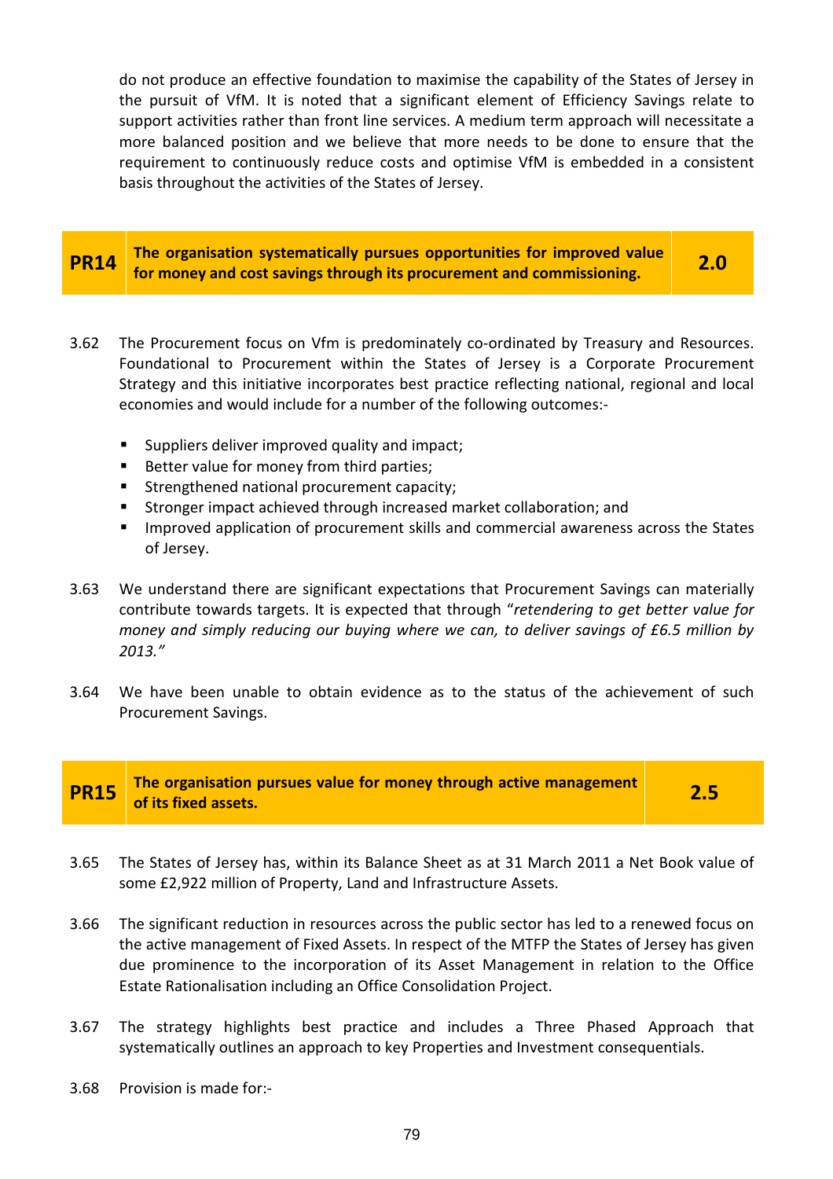do not produce an effective foundation to maximise the capability of the States of Jersey in the pursuit of VfM. It is noted that a significant element of Efficiency Savings relate to support activities rather than front line services. A medium term approach will necessitate a more balanced position and we believe that more needs to be done to ensure that the requirement to continuously reduce costs and optimise VfM is embedded in a consistent basis throughout the activities of the States of Jersey.

| **PR14** | **The organisation systematically pursues opportunities for improved value for money and cost savings through its procurement and commissioning.** | **2.0** |
|---|---|---|

3.62 The Procurement focus on Vfm is predominately co-ordinated by Treasury and Resources. Foundational to Procurement within the States of Jersey is a Corporate Procurement Strategy and this initiative incorporates best practice reflecting national, regional and local economies and would include for a number of the following outcomes:-

- Suppliers deliver improved quality and impact;
- Better value for money from third parties;
- Strengthened national procurement capacity;
- Stronger impact achieved through increased market collaboration; and
- Improved application of procurement skills and commercial awareness across the States of Jersey.

3.63 We understand there are significant expectations that Procurement Savings can materially contribute towards targets. It is expected that through "*retendering to get better value for money and simply reducing our buying where we can, to deliver savings of £6.5 million by 2013."*

3.64 We have been unable to obtain evidence as to the status of the achievement of such Procurement Savings.

| **PR15** | **The organisation pursues value for money through active management of its fixed assets.** | **2.5** |
|---|---|---|

3.65 The States of Jersey has, within its Balance Sheet as at 31 March 2011 a Net Book value of some £2,922 million of Property, Land and Infrastructure Assets.

3.66 The significant reduction in resources across the public sector has led to a renewed focus on the active management of Fixed Assets. In respect of the MTFP the States of Jersey has given due prominence to the incorporation of its Asset Management in relation to the Office Estate Rationalisation including an Office Consolidation Project.

3.67 The strategy highlights best practice and includes a Three Phased Approach that systematically outlines an approach to key Properties and Investment consequentials.

3.68 Provision is made for:-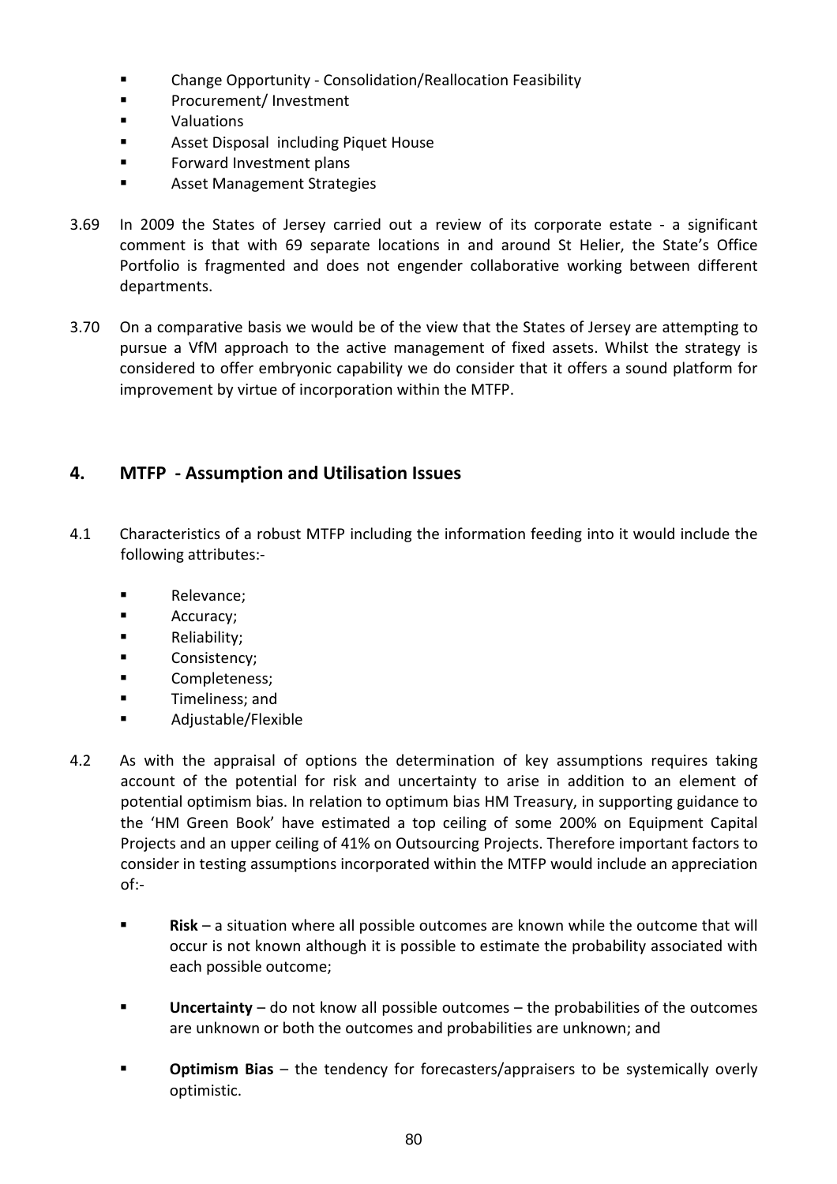- Change Opportunity - Consolidation/Reallocation Feasibility
- Procurement/ Investment
- Valuations
- Asset Disposal including Piquet House
- Forward Investment plans
- Asset Management Strategies

3.69 In 2009 the States of Jersey carried out a review of its corporate estate - a significant comment is that with 69 separate locations in and around St Helier, the State's Office Portfolio is fragmented and does not engender collaborative working between different departments.

3.70 On a comparative basis we would be of the view that the States of Jersey are attempting to pursue a VfM approach to the active management of fixed assets. Whilst the strategy is considered to offer embryonic capability we do consider that it offers a sound platform for improvement by virtue of incorporation within the MTFP.

## 4. MTFP - Assumption and Utilisation Issues

4.1 Characteristics of a robust MTFP including the information feeding into it would include the following attributes:-

- Relevance;
- Accuracy;
- Reliability;
- Consistency;
- Completeness;
- Timeliness; and
- Adjustable/Flexible

4.2 As with the appraisal of options the determination of key assumptions requires taking account of the potential for risk and uncertainty to arise in addition to an element of potential optimism bias. In relation to optimum bias HM Treasury, in supporting guidance to the 'HM Green Book' have estimated a top ceiling of some 200% on Equipment Capital Projects and an upper ceiling of 41% on Outsourcing Projects. Therefore important factors to consider in testing assumptions incorporated within the MTFP would include an appreciation of:-

- **Risk** – a situation where all possible outcomes are known while the outcome that will occur is not known although it is possible to estimate the probability associated with each possible outcome;

- **Uncertainty** – do not know all possible outcomes – the probabilities of the outcomes are unknown or both the outcomes and probabilities are unknown; and

- **Optimism Bias** – the tendency for forecasters/appraisers to be systemically overly optimistic.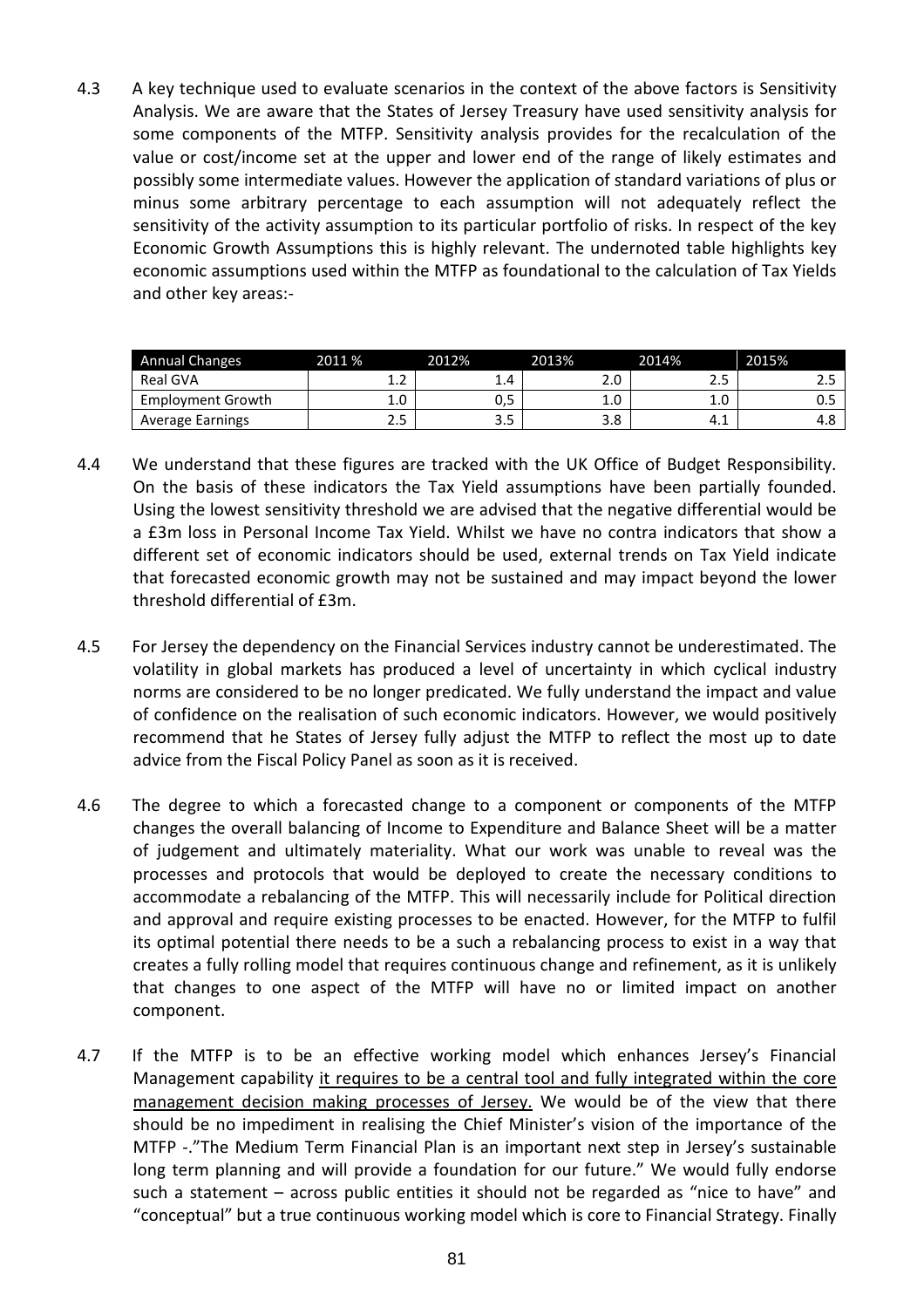4.3 A key technique used to evaluate scenarios in the context of the above factors is Sensitivity Analysis. We are aware that the States of Jersey Treasury have used sensitivity analysis for some components of the MTFP. Sensitivity analysis provides for the recalculation of the value or cost/income set at the upper and lower end of the range of likely estimates and possibly some intermediate values. However the application of standard variations of plus or minus some arbitrary percentage to each assumption will not adequately reflect the sensitivity of the activity assumption to its particular portfolio of risks. In respect of the key Economic Growth Assumptions this is highly relevant. The undernoted table highlights key economic assumptions used within the MTFP as foundational to the calculation of Tax Yields and other key areas:-

| Annual Changes | 2011 % | 2012% | 2013% | 2014% | 2015% |
|---|---|---|---|---|---|
| Real GVA | 1.2 | 1.4 | 2.0 | 2.5 | 2.5 |
| Employment Growth | 1.0 | 0,5 | 1.0 | 1.0 | 0.5 |
| Average Earnings | 2.5 | 3.5 | 3.8 | 4.1 | 4.8 |

4.4 We understand that these figures are tracked with the UK Office of Budget Responsibility. On the basis of these indicators the Tax Yield assumptions have been partially founded. Using the lowest sensitivity threshold we are advised that the negative differential would be a £3m loss in Personal Income Tax Yield. Whilst we have no contra indicators that show a different set of economic indicators should be used, external trends on Tax Yield indicate that forecasted economic growth may not be sustained and may impact beyond the lower threshold differential of £3m.

4.5 For Jersey the dependency on the Financial Services industry cannot be underestimated. The volatility in global markets has produced a level of uncertainty in which cyclical industry norms are considered to be no longer predicated. We fully understand the impact and value of confidence on the realisation of such economic indicators. However, we would positively recommend that he States of Jersey fully adjust the MTFP to reflect the most up to date advice from the Fiscal Policy Panel as soon as it is received.

4.6 The degree to which a forecasted change to a component or components of the MTFP changes the overall balancing of Income to Expenditure and Balance Sheet will be a matter of judgement and ultimately materiality. What our work was unable to reveal was the processes and protocols that would be deployed to create the necessary conditions to accommodate a rebalancing of the MTFP. This will necessarily include for Political direction and approval and require existing processes to be enacted. However, for the MTFP to fulfil its optimal potential there needs to be a such a rebalancing process to exist in a way that creates a fully rolling model that requires continuous change and refinement, as it is unlikely that changes to one aspect of the MTFP will have no or limited impact on another component.

4.7 If the MTFP is to be an effective working model which enhances Jersey's Financial Management capability <u>it requires to be a central tool and fully integrated within the core management decision making processes of Jersey.</u> We would be of the view that there should be no impediment in realising the Chief Minister's vision of the importance of the MTFP -."The Medium Term Financial Plan is an important next step in Jersey's sustainable long term planning and will provide a foundation for our future." We would fully endorse such a statement – across public entities it should not be regarded as "nice to have" and "conceptual" but a true continuous working model which is core to Financial Strategy. Finally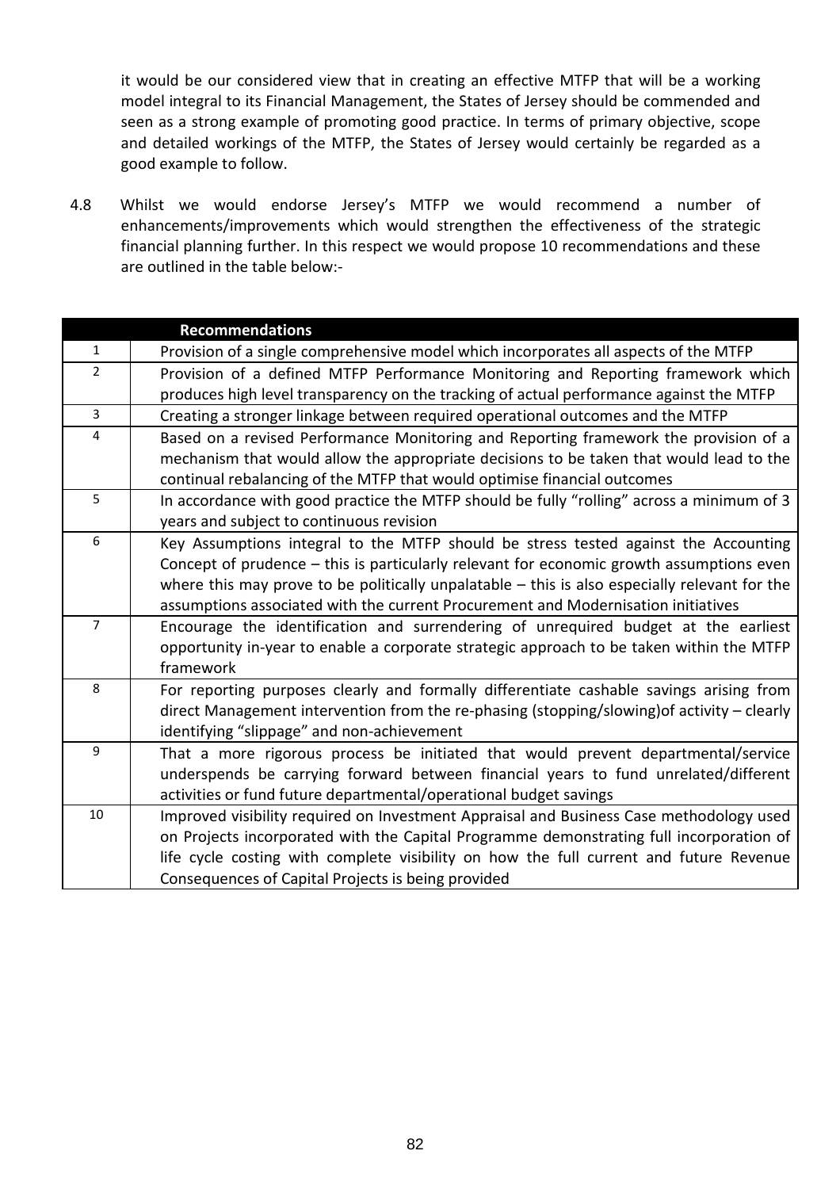it would be our considered view that in creating an effective MTFP that will be a working model integral to its Financial Management, the States of Jersey should be commended and seen as a strong example of promoting good practice. In terms of primary objective, scope and detailed workings of the MTFP, the States of Jersey would certainly be regarded as a good example to follow.

4.8 Whilst we would endorse Jersey's MTFP we would recommend a number of enhancements/improvements which would strengthen the effectiveness of the strategic financial planning further. In this respect we would propose 10 recommendations and these are outlined in the table below:-

| | **Recommendations** |
|---|---|
| 1 | Provision of a single comprehensive model which incorporates all aspects of the MTFP |
| 2 | Provision of a defined MTFP Performance Monitoring and Reporting framework which produces high level transparency on the tracking of actual performance against the MTFP |
| 3 | Creating a stronger linkage between required operational outcomes and the MTFP |
| 4 | Based on a revised Performance Monitoring and Reporting framework the provision of a mechanism that would allow the appropriate decisions to be taken that would lead to the continual rebalancing of the MTFP that would optimise financial outcomes |
| 5 | In accordance with good practice the MTFP should be fully "rolling" across a minimum of 3 years and subject to continuous revision |
| 6 | Key Assumptions integral to the MTFP should be stress tested against the Accounting Concept of prudence – this is particularly relevant for economic growth assumptions even where this may prove to be politically unpalatable – this is also especially relevant for the assumptions associated with the current Procurement and Modernisation initiatives |
| 7 | Encourage the identification and surrendering of unrequired budget at the earliest opportunity in-year to enable a corporate strategic approach to be taken within the MTFP framework |
| 8 | For reporting purposes clearly and formally differentiate cashable savings arising from direct Management intervention from the re-phasing (stopping/slowing)of activity – clearly identifying "slippage" and non-achievement |
| 9 | That a more rigorous process be initiated that would prevent departmental/service underspends be carrying forward between financial years to fund unrelated/different activities or fund future departmental/operational budget savings |
| 10 | Improved visibility required on Investment Appraisal and Business Case methodology used on Projects incorporated with the Capital Programme demonstrating full incorporation of life cycle costing with complete visibility on how the full current and future Revenue Consequences of Capital Projects is being provided |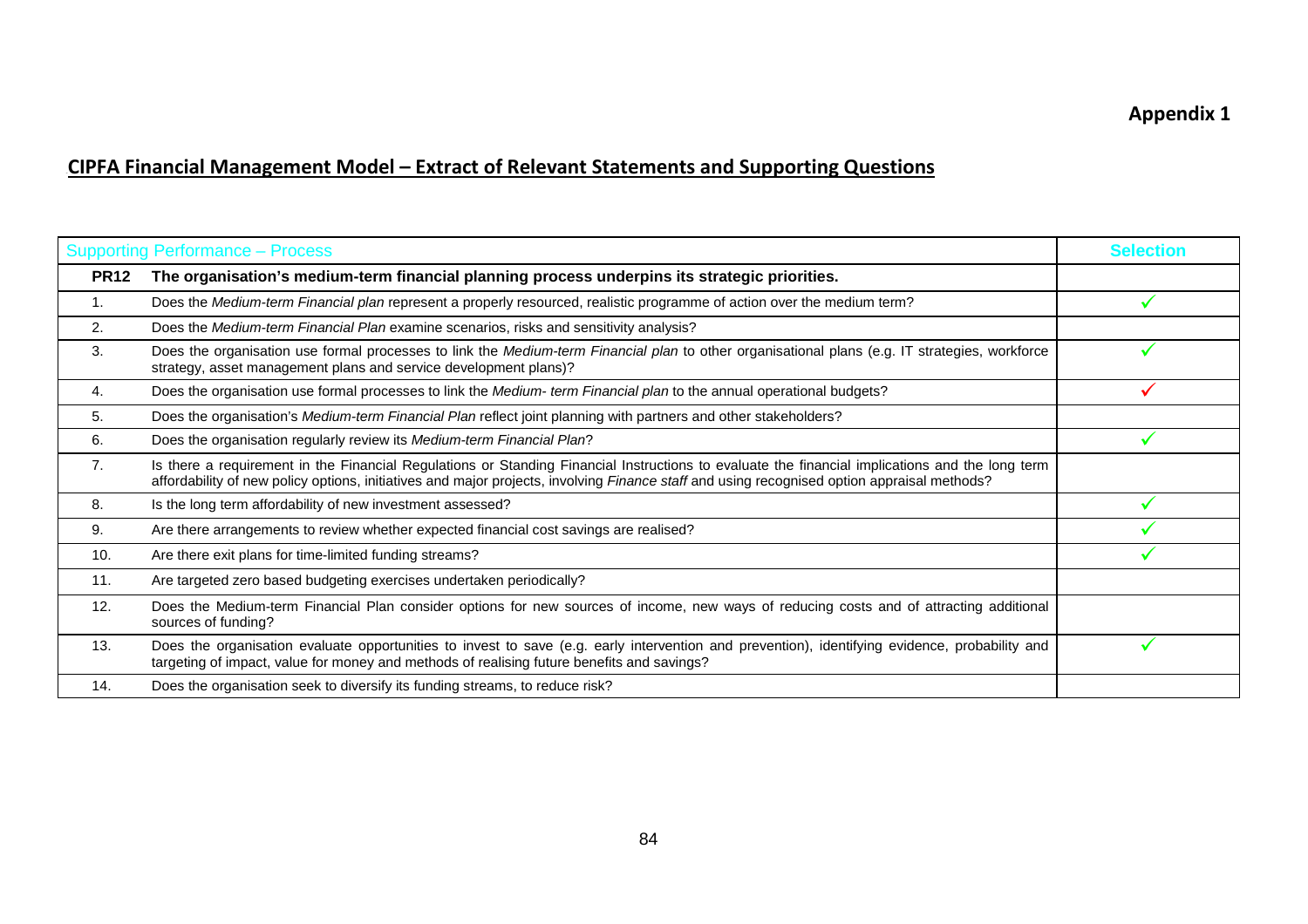**Appendix 1**

## CIPFA Financial Management Model – Extract of Relevant Statements and Supporting Questions

| Supporting Performance – Process | | Selection |
|---|---|---|
| **PR12** | **The organisation's medium-term financial planning process underpins its strategic priorities.** | |
| 1. | Does the *Medium-term Financial plan* represent a properly resourced, realistic programme of action over the medium term? | ✓ |
| 2. | Does the *Medium-term Financial Plan* examine scenarios, risks and sensitivity analysis? | |
| 3. | Does the organisation use formal processes to link the *Medium-term Financial plan* to other organisational plans (e.g. IT strategies, workforce strategy, asset management plans and service development plans)? | ✓ |
| 4. | Does the organisation use formal processes to link the *Medium- term Financial plan* to the annual operational budgets? | ✓ |
| 5. | Does the organisation's *Medium-term Financial Plan* reflect joint planning with partners and other stakeholders? | |
| 6. | Does the organisation regularly review its *Medium-term Financial Plan*? | ✓ |
| 7. | Is there a requirement in the Financial Regulations or Standing Financial Instructions to evaluate the financial implications and the long term affordability of new policy options, initiatives and major projects, involving *Finance staff* and using recognised option appraisal methods? | |
| 8. | Is the long term affordability of new investment assessed? | ✓ |
| 9. | Are there arrangements to review whether expected financial cost savings are realised? | ✓ |
| 10. | Are there exit plans for time-limited funding streams? | ✓ |
| 11. | Are targeted zero based budgeting exercises undertaken periodically? | |
| 12. | Does the Medium-term Financial Plan consider options for new sources of income, new ways of reducing costs and of attracting additional sources of funding? | |
| 13. | Does the organisation evaluate opportunities to invest to save (e.g. early intervention and prevention), identifying evidence, probability and targeting of impact, value for money and methods of realising future benefits and savings? | ✓ |
| 14. | Does the organisation seek to diversify its funding streams, to reduce risk? | |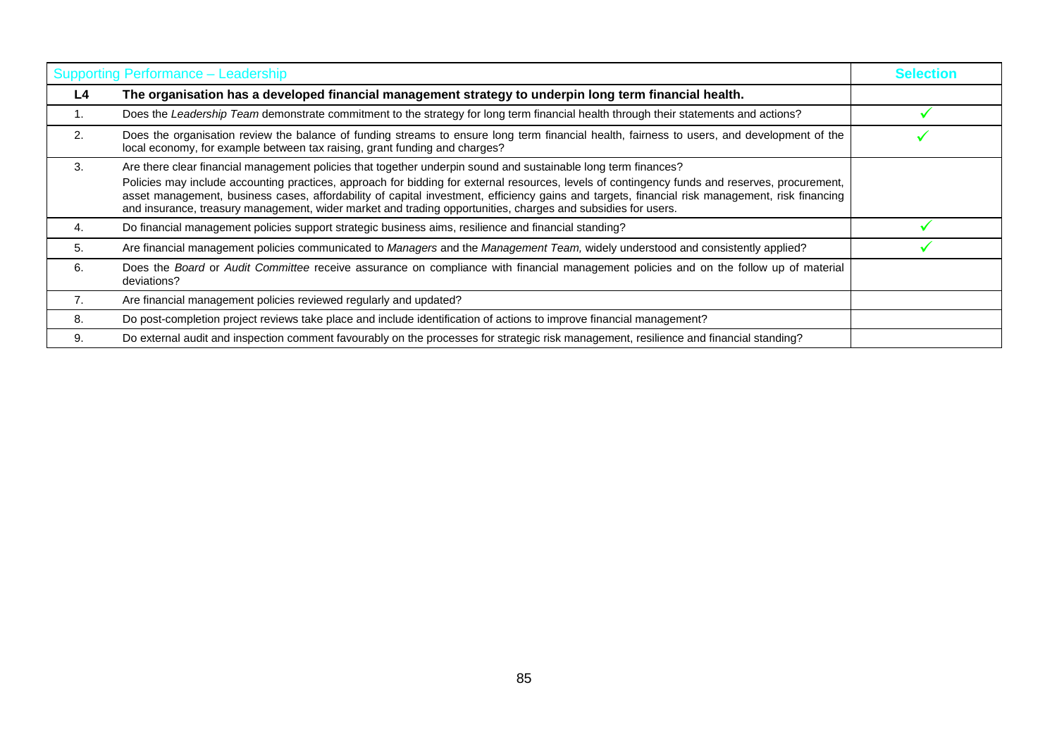| Supporting Performance – Leadership | | Selection |
|---|---|---|
| **L4** | **The organisation has a developed financial management strategy to underpin long term financial health.** | |
| 1. | Does the *Leadership Team* demonstrate commitment to the strategy for long term financial health through their statements and actions? | ✓ |
| 2. | Does the organisation review the balance of funding streams to ensure long term financial health, fairness to users, and development of the local economy, for example between tax raising, grant funding and charges? | ✓ |
| 3. | Are there clear financial management policies that together underpin sound and sustainable long term finances?<br>Policies may include accounting practices, approach for bidding for external resources, levels of contingency funds and reserves, procurement, asset management, business cases, affordability of capital investment, efficiency gains and targets, financial risk management, risk financing and insurance, treasury management, wider market and trading opportunities, charges and subsidies for users. | |
| 4. | Do financial management policies support strategic business aims, resilience and financial standing? | ✓ |
| 5. | Are financial management policies communicated to *Managers* and the *Management Team,* widely understood and consistently applied? | ✓ |
| 6. | Does the *Board* or *Audit Committee* receive assurance on compliance with financial management policies and on the follow up of material deviations? | |
| 7. | Are financial management policies reviewed regularly and updated? | |
| 8. | Do post-completion project reviews take place and include identification of actions to improve financial management? | |
| 9. | Do external audit and inspection comment favourably on the processes for strategic risk management, resilience and financial standing? | |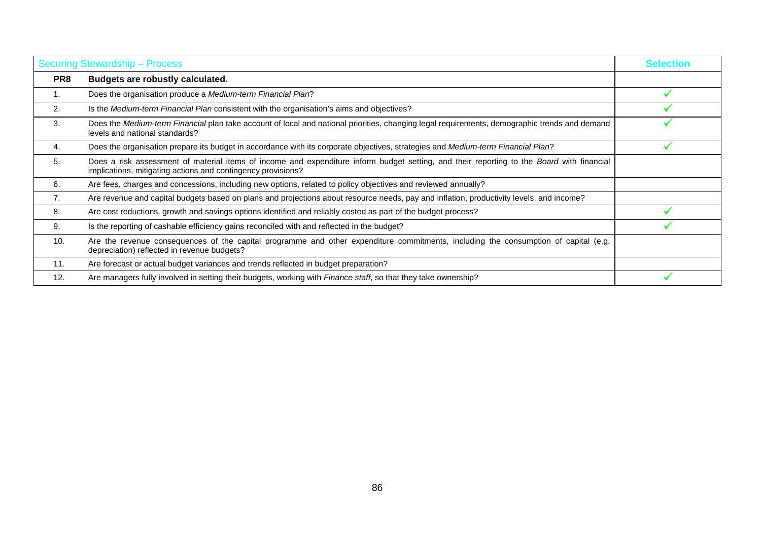| Securing Stewardship – Process | | Selection |
|---|---|---|
| **PR8** | **Budgets are robustly calculated.** | |
| 1. | Does the organisation produce a *Medium-term Financial Plan*? | ✓ |
| 2. | Is the *Medium-term Financial Plan* consistent with the organisation's aims and objectives? | ✓ |
| 3. | Does the *Medium-term Financial* plan take account of local and national priorities, changing legal requirements, demographic trends and demand levels and national standards? | ✓ |
| 4. | Does the organisation prepare its budget in accordance with its corporate objectives, strategies and *Medium-term Financial Plan*? | ✓ |
| 5. | Does a risk assessment of material items of income and expenditure inform budget setting, and their reporting to the *Board* with financial implications, mitigating actions and contingency provisions? | |
| 6. | Are fees, charges and concessions, including new options, related to policy objectives and reviewed annually? | |
| 7. | Are revenue and capital budgets based on plans and projections about resource needs, pay and inflation, productivity levels, and income? | |
| 8. | Are cost reductions, growth and savings options identified and reliably costed as part of the budget process? | ✓ |
| 9. | Is the reporting of cashable efficiency gains reconciled with and reflected in the budget? | ✓ |
| 10. | Are the revenue consequences of the capital programme and other expenditure commitments, including the consumption of capital (e.g. depreciation) reflected in revenue budgets? | |
| 11. | Are forecast or actual budget variances and trends reflected in budget preparation? | |
| 12. | Are managers fully involved in setting their budgets, working with *Finance staff*, so that they take ownership? | ✓ |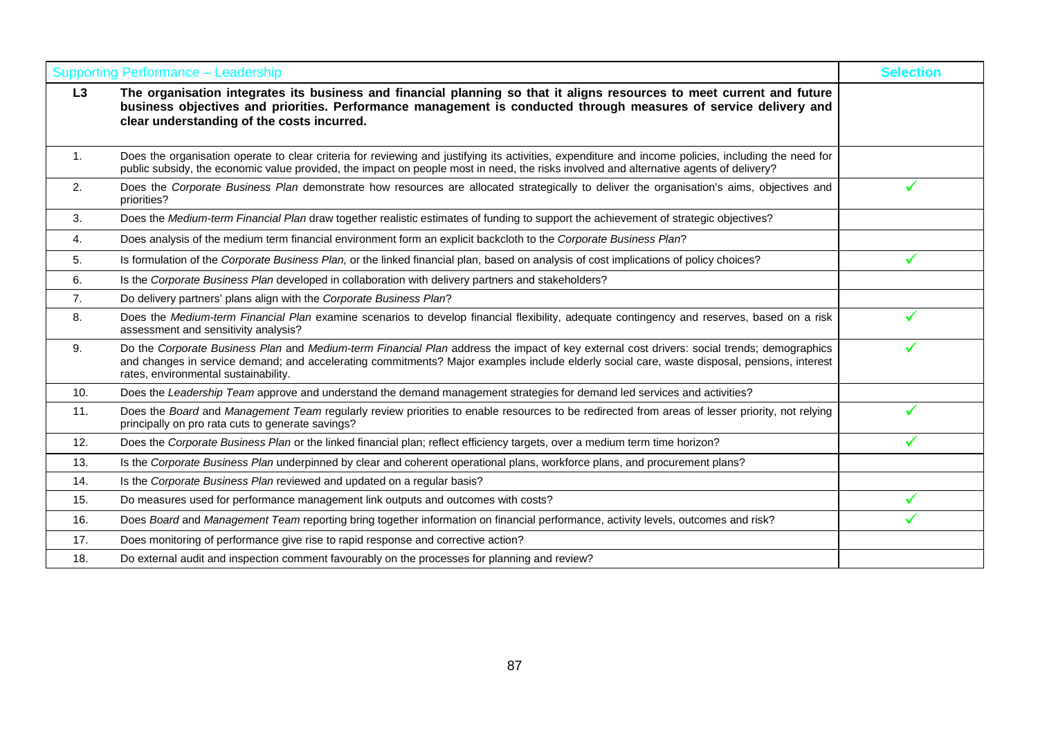| Supporting Performance – Leadership | | Selection |
|---|---|---|
| **L3** | **The organisation integrates its business and financial planning so that it aligns resources to meet current and future business objectives and priorities. Performance management is conducted through measures of service delivery and clear understanding of the costs incurred.** | |
| 1. | Does the organisation operate to clear criteria for reviewing and justifying its activities, expenditure and income policies, including the need for public subsidy, the economic value provided, the impact on people most in need, the risks involved and alternative agents of delivery? | |
| 2. | Does the *Corporate Business Plan* demonstrate how resources are allocated strategically to deliver the organisation's aims, objectives and priorities? | ✓ |
| 3. | Does the *Medium-term Financial Plan* draw together realistic estimates of funding to support the achievement of strategic objectives? | |
| 4. | Does analysis of the medium term financial environment form an explicit backcloth to the *Corporate Business Plan*? | |
| 5. | Is formulation of the *Corporate Business Plan,* or the linked financial plan, based on analysis of cost implications of policy choices? | ✓ |
| 6. | Is the *Corporate Business Plan* developed in collaboration with delivery partners and stakeholders? | |
| 7. | Do delivery partners' plans align with the *Corporate Business Plan*? | |
| 8. | Does the *Medium-term Financial Plan* examine scenarios to develop financial flexibility, adequate contingency and reserves, based on a risk assessment and sensitivity analysis? | ✓ |
| 9. | Do the *Corporate Business Plan* and *Medium-term Financial Plan* address the impact of key external cost drivers: social trends; demographics and changes in service demand; and accelerating commitments? Major examples include elderly social care, waste disposal, pensions, interest rates, environmental sustainability. | ✓ |
| 10. | Does the *Leadership Team* approve and understand the demand management strategies for demand led services and activities? | |
| 11. | Does the *Board* and *Management Team* regularly review priorities to enable resources to be redirected from areas of lesser priority, not relying principally on pro rata cuts to generate savings? | ✓ |
| 12. | Does the *Corporate Business Plan* or the linked financial plan; reflect efficiency targets, over a medium term time horizon? | ✓ |
| 13. | Is the *Corporate Business Plan* underpinned by clear and coherent operational plans, workforce plans, and procurement plans? | |
| 14. | Is the *Corporate Business Plan* reviewed and updated on a regular basis? | |
| 15. | Do measures used for performance management link outputs and outcomes with costs? | ✓ |
| 16. | Does *Board* and *Management Team* reporting bring together information on financial performance, activity levels, outcomes and risk? | ✓ |
| 17. | Does monitoring of performance give rise to rapid response and corrective action? | |
| 18. | Do external audit and inspection comment favourably on the processes for planning and review? | |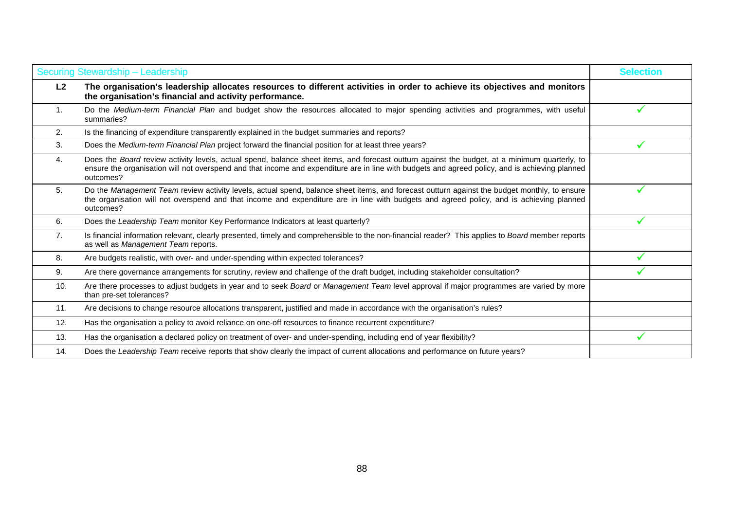| Securing Stewardship – Leadership | | Selection |
|---|---|---|
| **L2** | **The organisation's leadership allocates resources to different activities in order to achieve its objectives and monitors the organisation's financial and activity performance.** | |
| 1. | Do the *Medium-term Financial Plan* and budget show the resources allocated to major spending activities and programmes, with useful summaries? | ✓ |
| 2. | Is the financing of expenditure transparently explained in the budget summaries and reports? | |
| 3. | Does the *Medium-term Financial Plan* project forward the financial position for at least three years? | ✓ |
| 4. | Does the *Board* review activity levels, actual spend, balance sheet items, and forecast outturn against the budget, at a minimum quarterly, to ensure the organisation will not overspend and that income and expenditure are in line with budgets and agreed policy, and is achieving planned outcomes? | |
| 5. | Do the *Management Team* review activity levels, actual spend, balance sheet items, and forecast outturn against the budget monthly, to ensure the organisation will not overspend and that income and expenditure are in line with budgets and agreed policy, and is achieving planned outcomes? | ✓ |
| 6. | Does the *Leadership Team* monitor Key Performance Indicators at least quarterly? | ✓ |
| 7. | Is financial information relevant, clearly presented, timely and comprehensible to the non-financial reader? This applies to *Board* member reports as well as *Management Team* reports. | |
| 8. | Are budgets realistic, with over- and under-spending within expected tolerances? | ✓ |
| 9. | Are there governance arrangements for scrutiny, review and challenge of the draft budget, including stakeholder consultation? | ✓ |
| 10. | Are there processes to adjust budgets in year and to seek *Board* or *Management Team* level approval if major programmes are varied by more than pre-set tolerances? | |
| 11. | Are decisions to change resource allocations transparent, justified and made in accordance with the organisation's rules? | |
| 12. | Has the organisation a policy to avoid reliance on one-off resources to finance recurrent expenditure? | |
| 13. | Has the organisation a declared policy on treatment of over- and under-spending, including end of year flexibility? | ✓ |
| 14. | Does the *Leadership Team* receive reports that show clearly the impact of current allocations and performance on future years? | |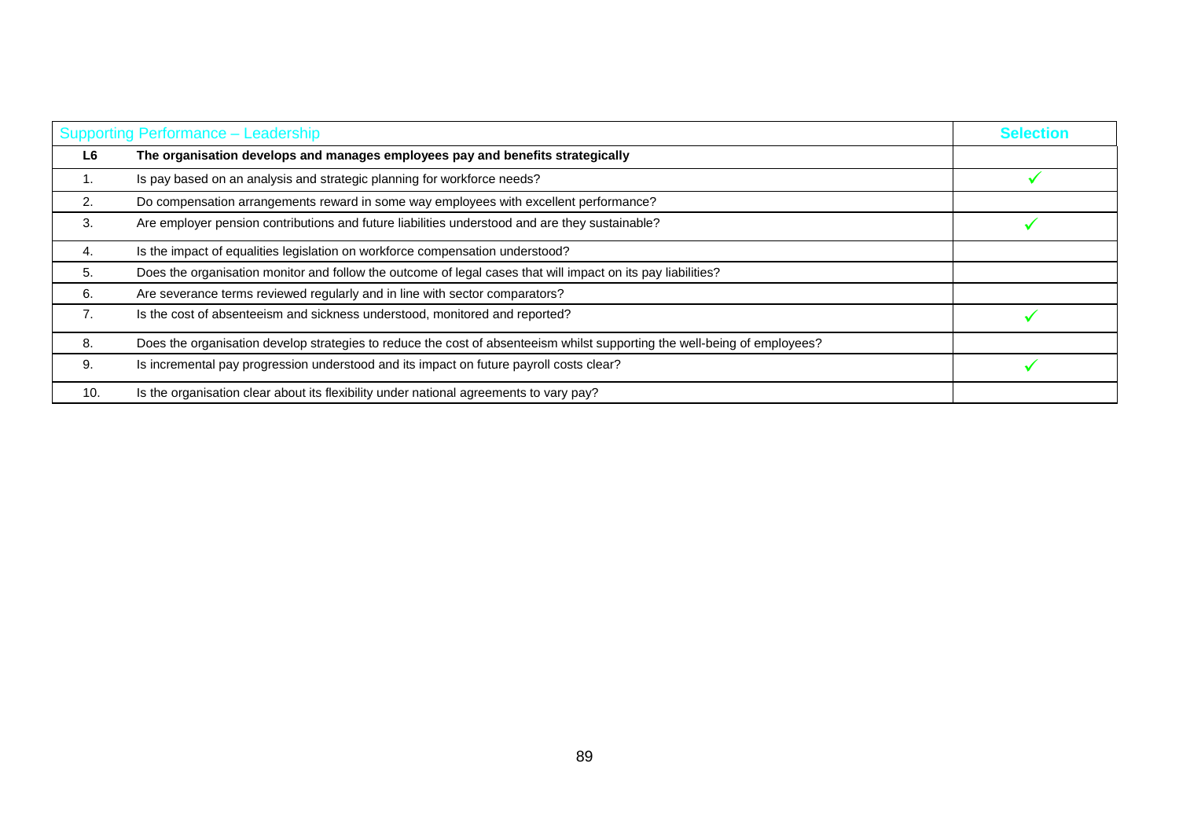| Supporting Performance – Leadership | | Selection |
|---|---|---|
| **L6** | **The organisation develops and manages employees pay and benefits strategically** | |
| 1. | Is pay based on an analysis and strategic planning for workforce needs? | ✓ |
| 2. | Do compensation arrangements reward in some way employees with excellent performance? | |
| 3. | Are employer pension contributions and future liabilities understood and are they sustainable? | ✓ |
| 4. | Is the impact of equalities legislation on workforce compensation understood? | |
| 5. | Does the organisation monitor and follow the outcome of legal cases that will impact on its pay liabilities? | |
| 6. | Are severance terms reviewed regularly and in line with sector comparators? | |
| 7. | Is the cost of absenteeism and sickness understood, monitored and reported? | ✓ |
| 8. | Does the organisation develop strategies to reduce the cost of absenteeism whilst supporting the well-being of employees? | |
| 9. | Is incremental pay progression understood and its impact on future payroll costs clear? | ✓ |
| 10. | Is the organisation clear about its flexibility under national agreements to vary pay? | |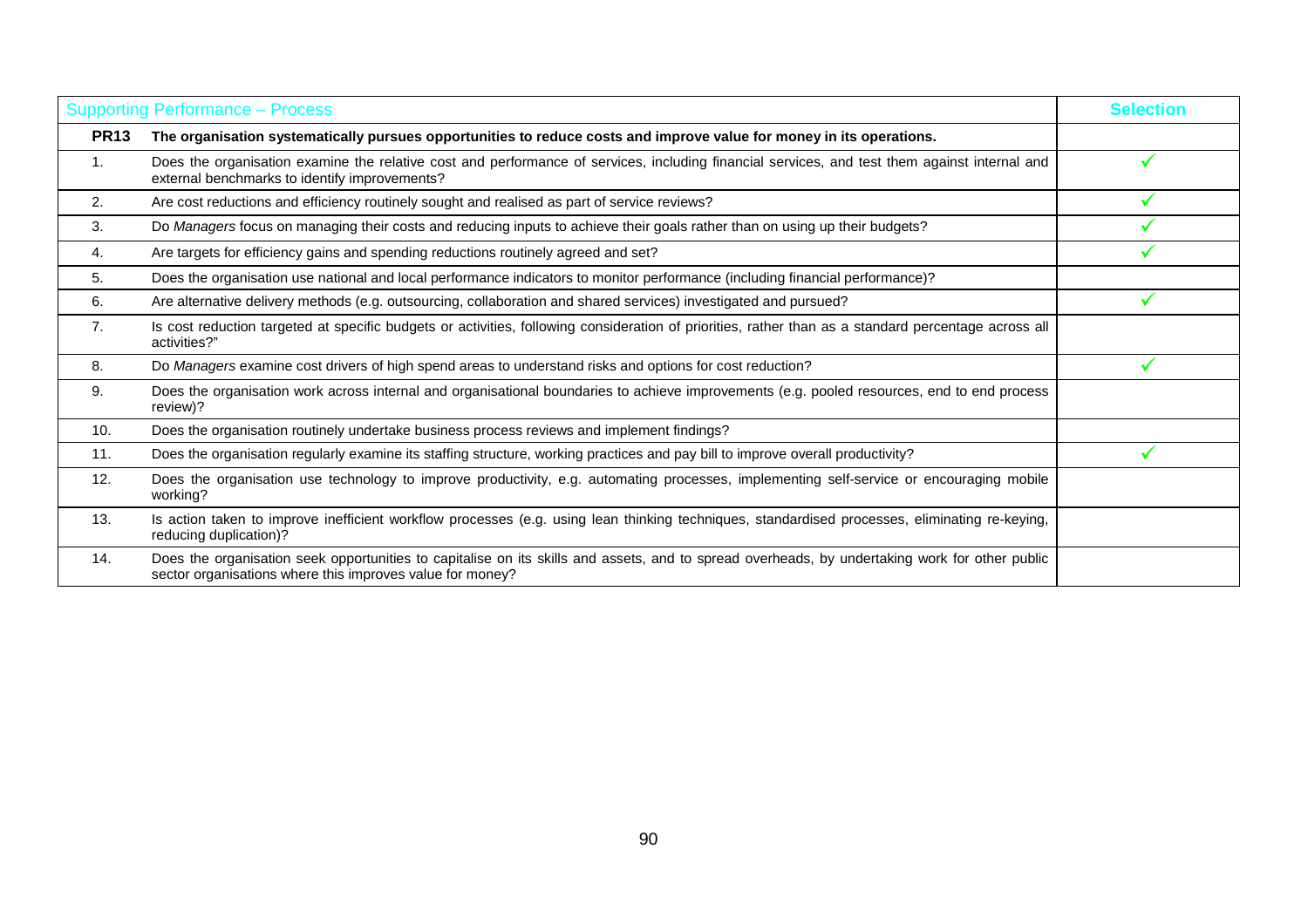| Supporting Performance – Process | | Selection |
|---|---|---|
| **PR13** | **The organisation systematically pursues opportunities to reduce costs and improve value for money in its operations.** | |
| 1. | Does the organisation examine the relative cost and performance of services, including financial services, and test them against internal and external benchmarks to identify improvements? | ✓ |
| 2. | Are cost reductions and efficiency routinely sought and realised as part of service reviews? | ✓ |
| 3. | Do *Managers* focus on managing their costs and reducing inputs to achieve their goals rather than on using up their budgets? | ✓ |
| 4. | Are targets for efficiency gains and spending reductions routinely agreed and set? | ✓ |
| 5. | Does the organisation use national and local performance indicators to monitor performance (including financial performance)? | |
| 6. | Are alternative delivery methods (e.g. outsourcing, collaboration and shared services) investigated and pursued? | ✓ |
| 7. | Is cost reduction targeted at specific budgets or activities, following consideration of priorities, rather than as a standard percentage across all activities?" | |
| 8. | Do *Managers* examine cost drivers of high spend areas to understand risks and options for cost reduction? | ✓ |
| 9. | Does the organisation work across internal and organisational boundaries to achieve improvements (e.g. pooled resources, end to end process review)? | |
| 10. | Does the organisation routinely undertake business process reviews and implement findings? | |
| 11. | Does the organisation regularly examine its staffing structure, working practices and pay bill to improve overall productivity? | ✓ |
| 12. | Does the organisation use technology to improve productivity, e.g. automating processes, implementing self-service or encouraging mobile working? | |
| 13. | Is action taken to improve inefficient workflow processes (e.g. using lean thinking techniques, standardised processes, eliminating re-keying, reducing duplication)? | |
| 14. | Does the organisation seek opportunities to capitalise on its skills and assets, and to spread overheads, by undertaking work for other public sector organisations where this improves value for money? | |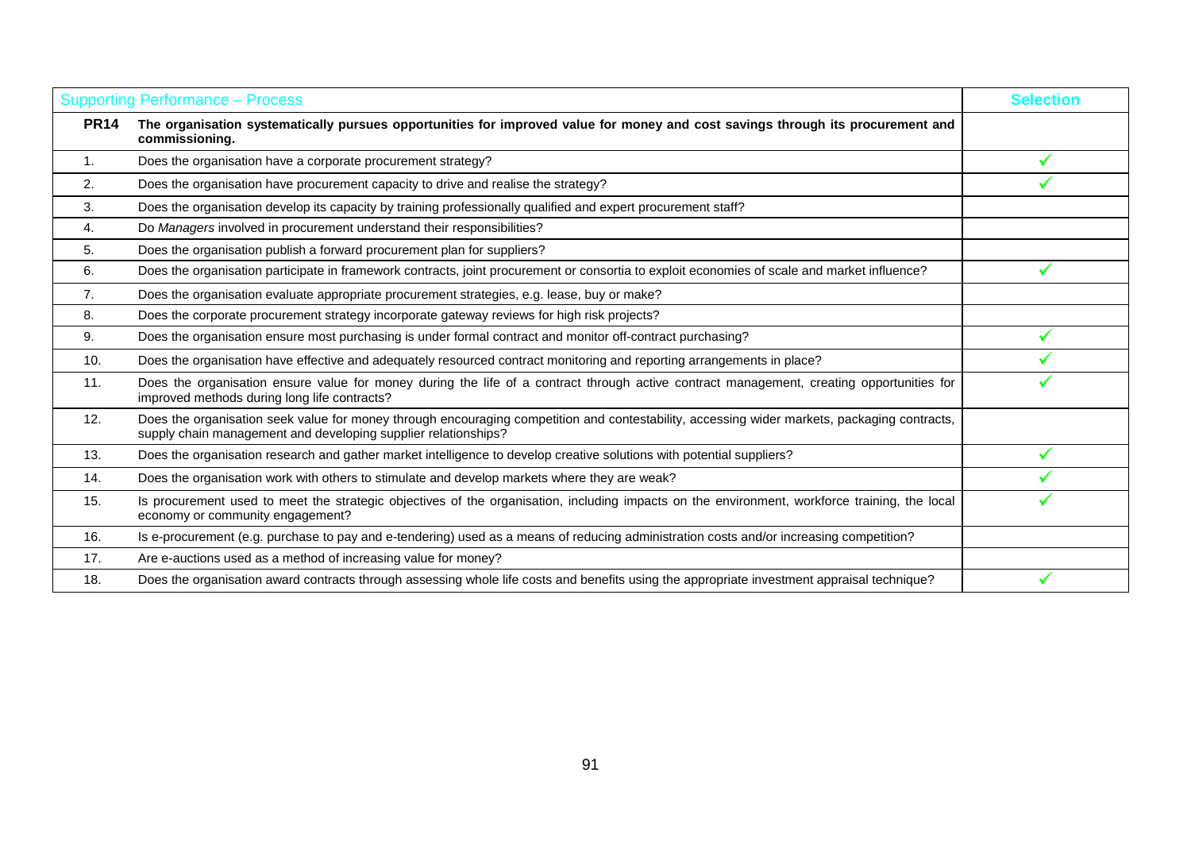| Supporting Performance – Process | | Selection |
|---|---|---|
| **PR14** | **The organisation systematically pursues opportunities for improved value for money and cost savings through its procurement and commissioning.** | |
| 1. | Does the organisation have a corporate procurement strategy? | ✓ |
| 2. | Does the organisation have procurement capacity to drive and realise the strategy? | ✓ |
| 3. | Does the organisation develop its capacity by training professionally qualified and expert procurement staff? | |
| 4. | Do *Managers* involved in procurement understand their responsibilities? | |
| 5. | Does the organisation publish a forward procurement plan for suppliers? | |
| 6. | Does the organisation participate in framework contracts, joint procurement or consortia to exploit economies of scale and market influence? | ✓ |
| 7. | Does the organisation evaluate appropriate procurement strategies, e.g. lease, buy or make? | |
| 8. | Does the corporate procurement strategy incorporate gateway reviews for high risk projects? | |
| 9. | Does the organisation ensure most purchasing is under formal contract and monitor off-contract purchasing? | ✓ |
| 10. | Does the organisation have effective and adequately resourced contract monitoring and reporting arrangements in place? | ✓ |
| 11. | Does the organisation ensure value for money during the life of a contract through active contract management, creating opportunities for improved methods during long life contracts? | ✓ |
| 12. | Does the organisation seek value for money through encouraging competition and contestability, accessing wider markets, packaging contracts, supply chain management and developing supplier relationships? | |
| 13. | Does the organisation research and gather market intelligence to develop creative solutions with potential suppliers? | ✓ |
| 14. | Does the organisation work with others to stimulate and develop markets where they are weak? | ✓ |
| 15. | Is procurement used to meet the strategic objectives of the organisation, including impacts on the environment, workforce training, the local economy or community engagement? | ✓ |
| 16. | Is e-procurement (e.g. purchase to pay and e-tendering) used as a means of reducing administration costs and/or increasing competition? | |
| 17. | Are e-auctions used as a method of increasing value for money? | |
| 18. | Does the organisation award contracts through assessing whole life costs and benefits using the appropriate investment appraisal technique? | ✓ |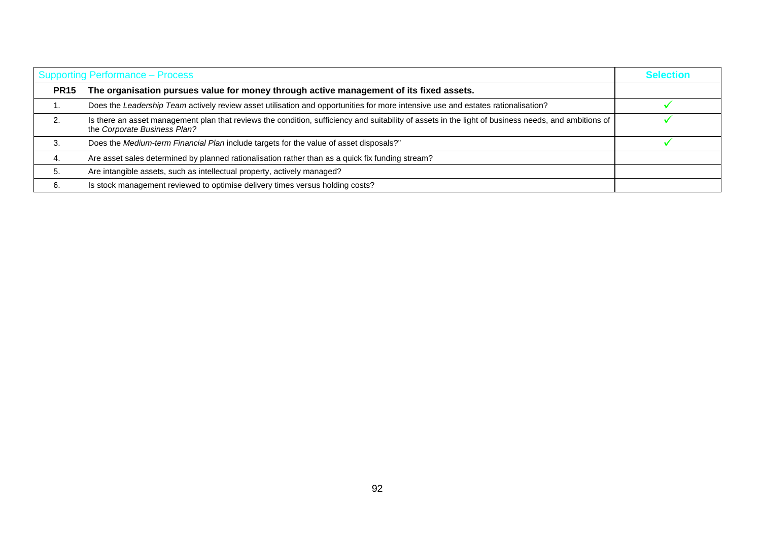| Supporting Performance – Process | | Selection |
|---|---|---|
| **PR15** | **The organisation pursues value for money through active management of its fixed assets.** | |
| 1. | Does the *Leadership Team* actively review asset utilisation and opportunities for more intensive use and estates rationalisation? | ✓ |
| 2. | Is there an asset management plan that reviews the condition, sufficiency and suitability of assets in the light of business needs, and ambitions of the *Corporate Business Plan?* | ✓ |
| 3. | Does the *Medium-term Financial Plan* include targets for the value of asset disposals?" | ✓ |
| 4. | Are asset sales determined by planned rationalisation rather than as a quick fix funding stream? | |
| 5. | Are intangible assets, such as intellectual property, actively managed? | |
| 6. | Is stock management reviewed to optimise delivery times versus holding costs? | |